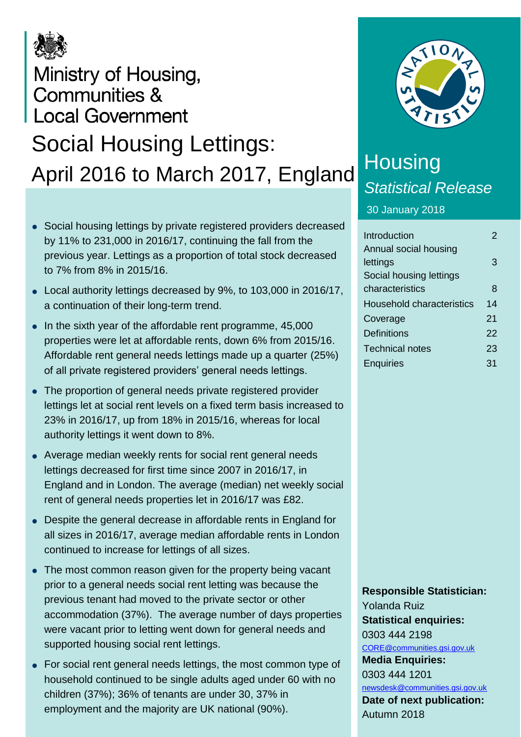Ministry of Housing, Communities & Local Government

# Social Housing Lettings: April 2016 to March 2017, England

- Social housing lettings by private registered providers decreased by 11% to 231,000 in 2016/17, continuing the fall from the previous year. Lettings as a proportion of total stock decreased to 7% from 8% in 2015/16.
- Local authority lettings decreased by 9%, to 103,000 in 2016/17, a continuation of their long-term trend.
- In the sixth year of the affordable rent programme, 45,000 properties were let at affordable rents, down 6% from 2015/16. Affordable rent general needs lettings made up a quarter (25%) of all private registered providers' general needs lettings.
- The proportion of general needs private registered provider lettings let at social rent levels on a fixed term basis increased to 23% in 2016/17, up from 18% in 2015/16, whereas for local authority lettings it went down to 8%.
- Average median weekly rents for social rent general needs lettings decreased for first time since 2007 in 2016/17, in England and in London. The average (median) net weekly social rent of general needs properties let in 2016/17 was £82.
- Despite the general decrease in affordable rents in England for all sizes in 2016/17, average median affordable rents in London continued to increase for lettings of all sizes.
- The most common reason given for the property being vacant prior to a general needs social rent letting was because the previous tenant had moved to the private sector or other accommodation (37%). The average number of days properties were vacant prior to letting went down for general needs and supported housing social rent lettings.
- For social rent general needs lettings, the most common type of household continued to be single adults aged under 60 with no children (37%); 36% of tenants are under 30, 37% in employment and the majority are UK national (90%).

NATIONAL STATISTICS

## Housing

*Statistical Release*

30 January 2018

| | |
|---|---|
| Introduction | 2 |
| Annual social housing lettings | 3 |
| Social housing lettings characteristics | 8 |
| Household characteristics | 14 |
| Coverage | 21 |
| Definitions | 22 |
| Technical notes | 23 |
| Enquiries | 31 |

**Responsible Statistician:**
Yolanda Ruiz

**Statistical enquiries:**
0303 444 2198
CORE@communities.gsi.gov.uk

**Media Enquiries:**
0303 444 1201
newsdesk@communities.gsi.gov.uk

**Date of next publication:**
Autumn 2018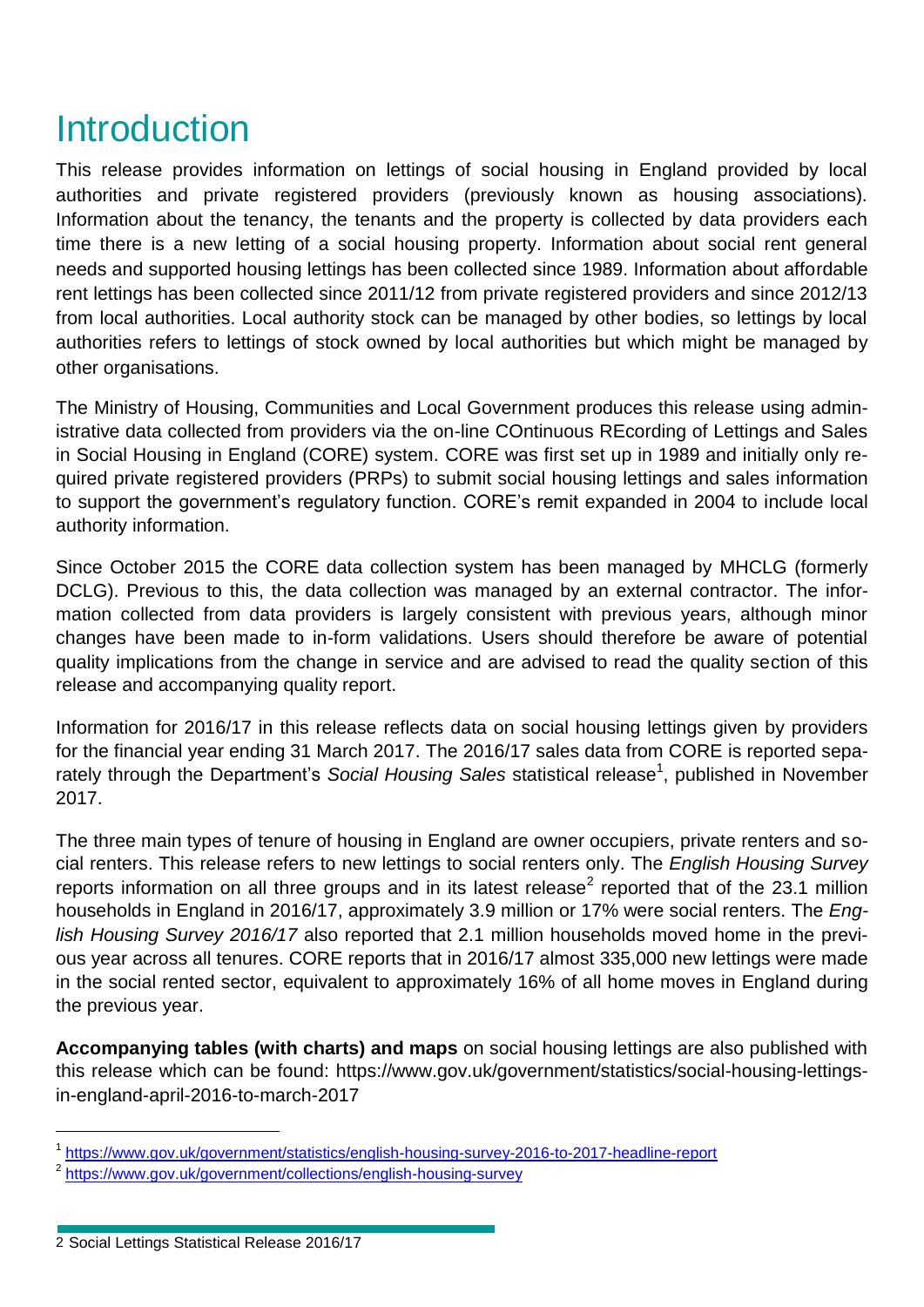# Introduction

This release provides information on lettings of social housing in England provided by local authorities and private registered providers (previously known as housing associations). Information about the tenancy, the tenants and the property is collected by data providers each time there is a new letting of a social housing property. Information about social rent general needs and supported housing lettings has been collected since 1989. Information about affordable rent lettings has been collected since 2011/12 from private registered providers and since 2012/13 from local authorities. Local authority stock can be managed by other bodies, so lettings by local authorities refers to lettings of stock owned by local authorities but which might be managed by other organisations.

The Ministry of Housing, Communities and Local Government produces this release using administrative data collected from providers via the on-line COntinuous REcording of Lettings and Sales in Social Housing in England (CORE) system. CORE was first set up in 1989 and initially only required private registered providers (PRPs) to submit social housing lettings and sales information to support the government's regulatory function. CORE's remit expanded in 2004 to include local authority information.

Since October 2015 the CORE data collection system has been managed by MHCLG (formerly DCLG). Previous to this, the data collection was managed by an external contractor. The information collected from data providers is largely consistent with previous years, although minor changes have been made to in-form validations. Users should therefore be aware of potential quality implications from the change in service and are advised to read the quality section of this release and accompanying quality report.

Information for 2016/17 in this release reflects data on social housing lettings given by providers for the financial year ending 31 March 2017. The 2016/17 sales data from CORE is reported separately through the Department's *Social Housing Sales* statistical release[1], published in November 2017.

The three main types of tenure of housing in England are owner occupiers, private renters and social renters. This release refers to new lettings to social renters only. The *English Housing Survey* reports information on all three groups and in its latest release[2] reported that of the 23.1 million households in England in 2016/17, approximately 3.9 million or 17% were social renters. The *English Housing Survey 2016/17* also reported that 2.1 million households moved home in the previous year across all tenures. CORE reports that in 2016/17 almost 335,000 new lettings were made in the social rented sector, equivalent to approximately 16% of all home moves in England during the previous year.

**Accompanying tables (with charts) and maps** on social housing lettings are also published with this release which can be found: https://www.gov.uk/government/statistics/social-housing-lettings-in-england-april-2016-to-march-2017

[1] https://www.gov.uk/government/statistics/english-housing-survey-2016-to-2017-headline-report

[2] https://www.gov.uk/government/collections/english-housing-survey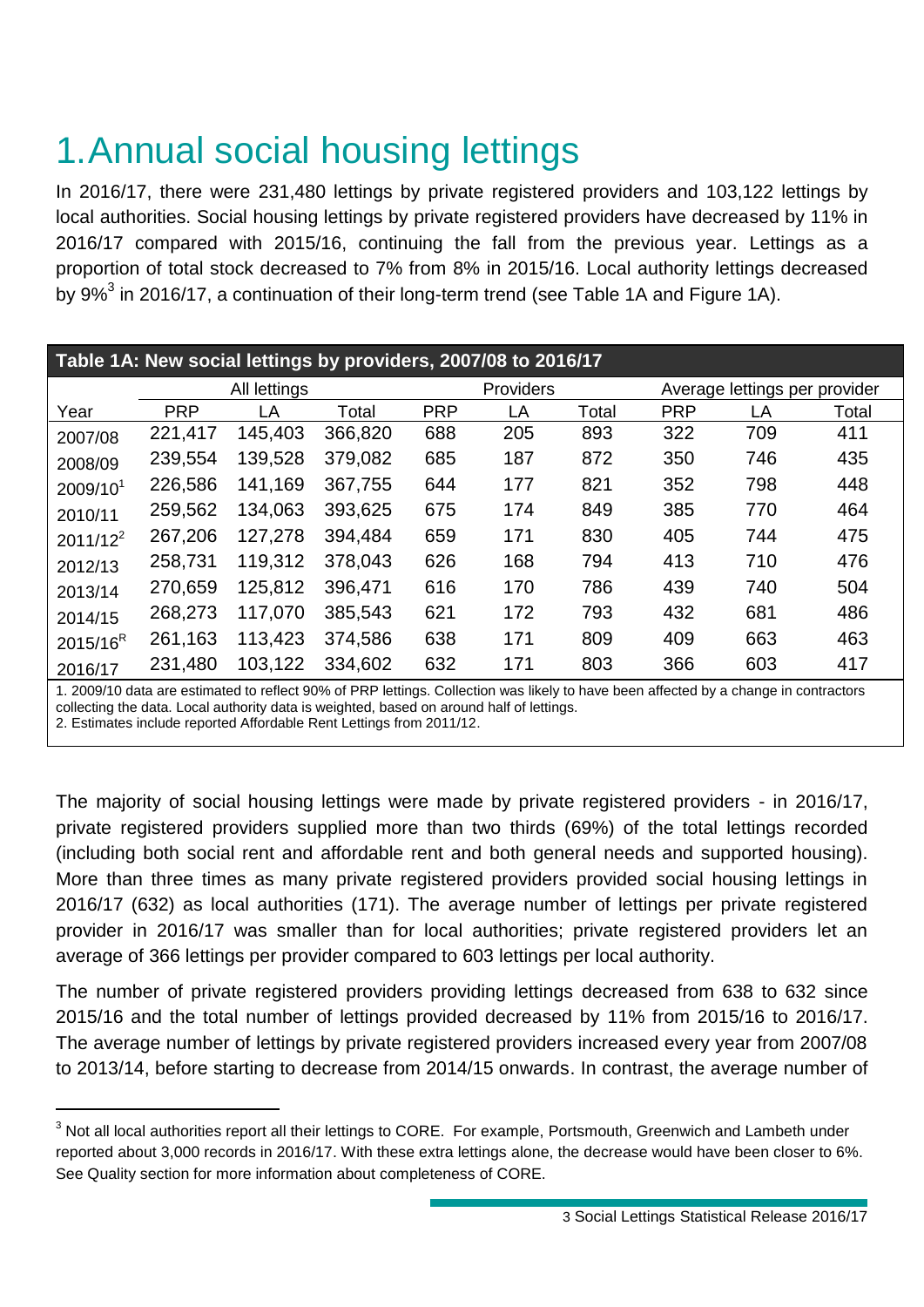# 1. Annual social housing lettings

In 2016/17, there were 231,480 lettings by private registered providers and 103,122 lettings by local authorities. Social housing lettings by private registered providers have decreased by 11% in 2016/17 compared with 2015/16, continuing the fall from the previous year. Lettings as a proportion of total stock decreased to 7% from 8% in 2015/16. Local authority lettings decreased by 9%[3] in 2016/17, a continuation of their long-term trend (see Table 1A and Figure 1A).

**Table 1A: New social lettings by providers, 2007/08 to 2016/17**

| | All lettings | | | Providers | | | Average lettings per provider | | |
|---|---|---|---|---|---|---|---|---|---|
| Year | PRP | LA | Total | PRP | LA | Total | PRP | LA | Total |
| 2007/08 | 221,417 | 145,403 | 366,820 | 688 | 205 | 893 | 322 | 709 | 411 |
| 2008/09 | 239,554 | 139,528 | 379,082 | 685 | 187 | 872 | 350 | 746 | 435 |
| 2009/10[1] | 226,586 | 141,169 | 367,755 | 644 | 177 | 821 | 352 | 798 | 448 |
| 2010/11 | 259,562 | 134,063 | 393,625 | 675 | 174 | 849 | 385 | 770 | 464 |
| 2011/12[2] | 267,206 | 127,278 | 394,484 | 659 | 171 | 830 | 405 | 744 | 475 |
| 2012/13 | 258,731 | 119,312 | 378,043 | 626 | 168 | 794 | 413 | 710 | 476 |
| 2013/14 | 270,659 | 125,812 | 396,471 | 616 | 170 | 786 | 439 | 740 | 504 |
| 2014/15 | 268,273 | 117,070 | 385,543 | 621 | 172 | 793 | 432 | 681 | 486 |
| 2015/16[R] | 261,163 | 113,423 | 374,586 | 638 | 171 | 809 | 409 | 663 | 463 |
| 2016/17 | 231,480 | 103,122 | 334,602 | 632 | 171 | 803 | 366 | 603 | 417 |

1. 2009/10 data are estimated to reflect 90% of PRP lettings. Collection was likely to have been affected by a change in contractors collecting the data. Local authority data is weighted, based on around half of lettings.
2. Estimates include reported Affordable Rent Lettings from 2011/12.

The majority of social housing lettings were made by private registered providers - in 2016/17, private registered providers supplied more than two thirds (69%) of the total lettings recorded (including both social rent and affordable rent and both general needs and supported housing). More than three times as many private registered providers provided social housing lettings in 2016/17 (632) as local authorities (171). The average number of lettings per private registered provider in 2016/17 was smaller than for local authorities; private registered providers let an average of 366 lettings per provider compared to 603 lettings per local authority.

The number of private registered providers providing lettings decreased from 638 to 632 since 2015/16 and the total number of lettings provided decreased by 11% from 2015/16 to 2016/17. The average number of lettings by private registered providers increased every year from 2007/08 to 2013/14, before starting to decrease from 2014/15 onwards. In contrast, the average number of

[3] Not all local authorities report all their lettings to CORE. For example, Portsmouth, Greenwich and Lambeth under reported about 3,000 records in 2016/17. With these extra lettings alone, the decrease would have been closer to 6%. See Quality section for more information about completeness of CORE.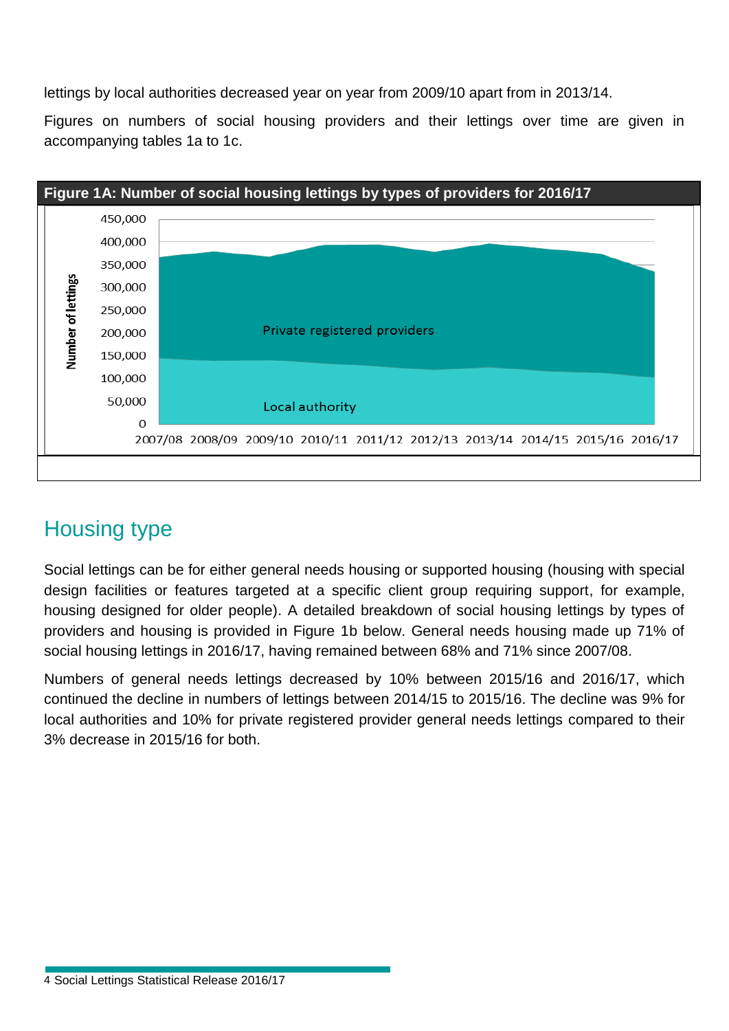lettings by local authorities decreased year on year from 2009/10 apart from in 2013/14.

Figures on numbers of social housing providers and their lettings over time are given in accompanying tables 1a to 1c.

**Figure 1A: Number of social housing lettings by types of providers for 2016/17**

## Housing type

Social lettings can be for either general needs housing or supported housing (housing with special design facilities or features targeted at a specific client group requiring support, for example, housing designed for older people). A detailed breakdown of social housing lettings by types of providers and housing is provided in Figure 1b below. General needs housing made up 71% of social housing lettings in 2016/17, having remained between 68% and 71% since 2007/08.

Numbers of general needs lettings decreased by 10% between 2015/16 and 2016/17, which continued the decline in numbers of lettings between 2014/15 to 2015/16. The decline was 9% for local authorities and 10% for private registered provider general needs lettings compared to their 3% decrease in 2015/16 for both.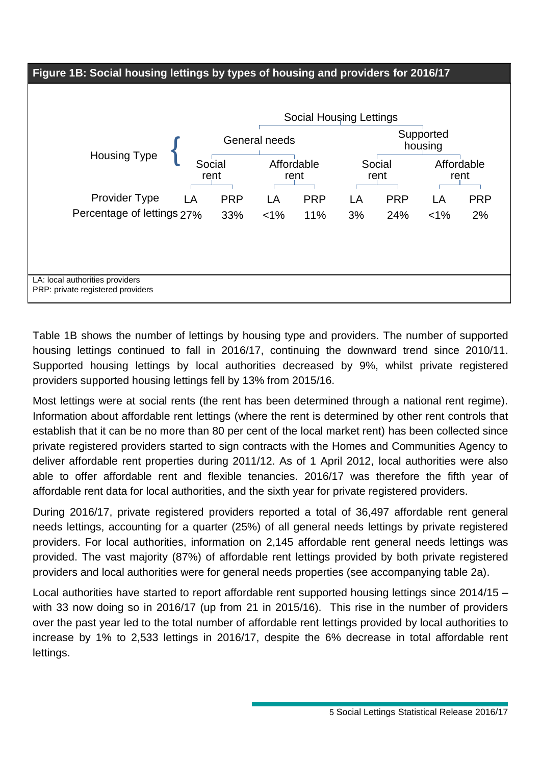**Figure 1B: Social housing lettings by types of housing and providers for 2016/17**

| | Social Housing Lettings | | | | | | | |
|---|---|---|---|---|---|---|---|---|
| **Housing Type** | General needs | | | | Supported housing | | | |
| | Social rent | | Affordable rent | | Social rent | | Affordable rent | |
| **Provider Type** | LA | PRP | LA | PRP | LA | PRP | LA | PRP |
| **Percentage of lettings** | 27% | 33% | <1% | 11% | 3% | 24% | <1% | 2% |

LA: local authorities providers
PRP: private registered providers

Table 1B shows the number of lettings by housing type and providers. The number of supported housing lettings continued to fall in 2016/17, continuing the downward trend since 2010/11. Supported housing lettings by local authorities decreased by 9%, whilst private registered providers supported housing lettings fell by 13% from 2015/16.

Most lettings were at social rents (the rent has been determined through a national rent regime). Information about affordable rent lettings (where the rent is determined by other rent controls that establish that it can be no more than 80 per cent of the local market rent) has been collected since private registered providers started to sign contracts with the Homes and Communities Agency to deliver affordable rent properties during 2011/12. As of 1 April 2012, local authorities were also able to offer affordable rent and flexible tenancies. 2016/17 was therefore the fifth year of affordable rent data for local authorities, and the sixth year for private registered providers.

During 2016/17, private registered providers reported a total of 36,497 affordable rent general needs lettings, accounting for a quarter (25%) of all general needs lettings by private registered providers. For local authorities, information on 2,145 affordable rent general needs lettings was provided. The vast majority (87%) of affordable rent lettings provided by both private registered providers and local authorities were for general needs properties (see accompanying table 2a).

Local authorities have started to report affordable rent supported housing lettings since 2014/15 – with 33 now doing so in 2016/17 (up from 21 in 2015/16). This rise in the number of providers over the past year led to the total number of affordable rent lettings provided by local authorities to increase by 1% to 2,533 lettings in 2016/17, despite the 6% decrease in total affordable rent lettings.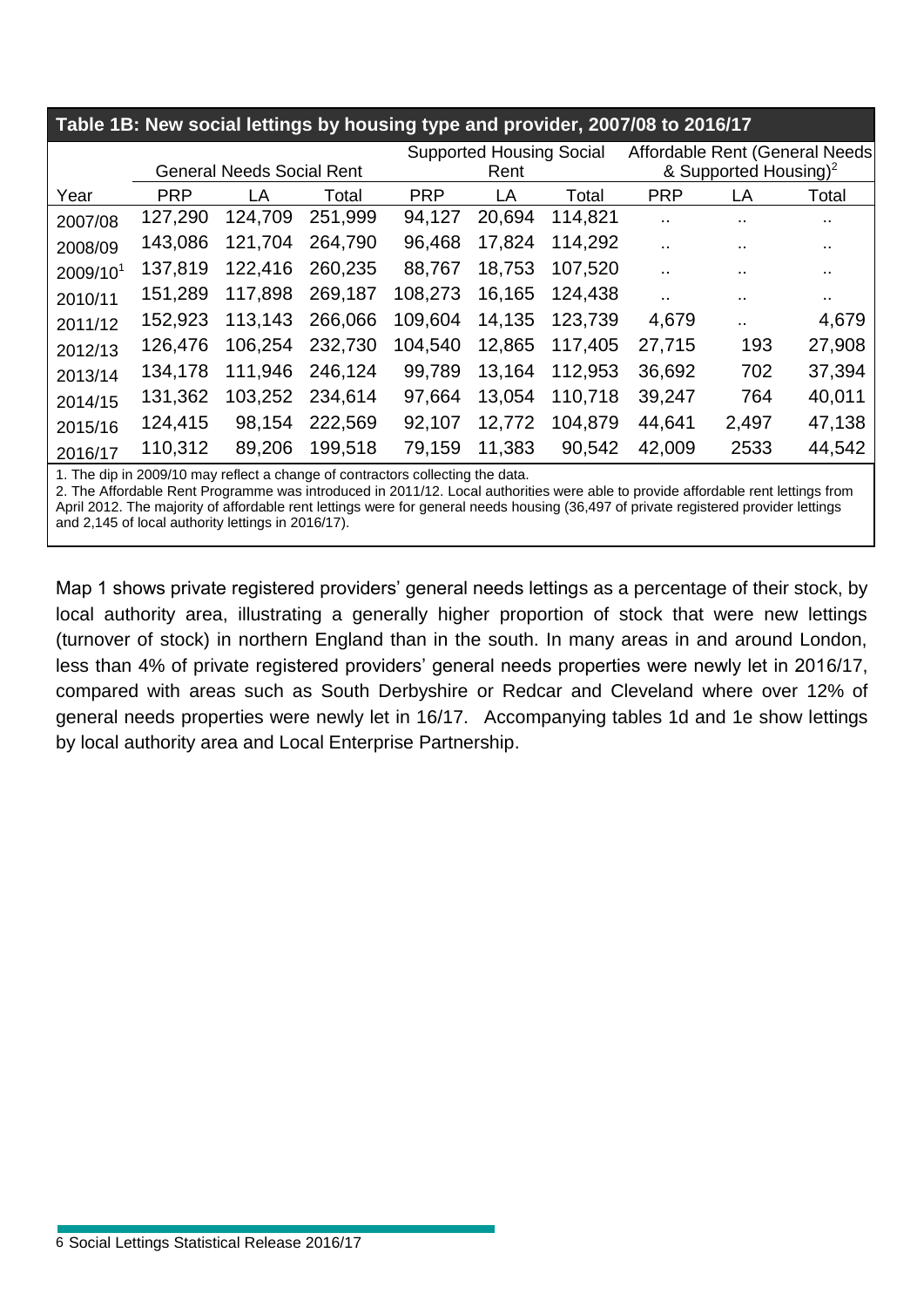**Table 1B: New social lettings by housing type and provider, 2007/08 to 2016/17**

| Year | General Needs Social Rent | | | Supported Housing Social Rent | | | Affordable Rent (General Needs & Supported Housing)[2] | | |
|---|---|---|---|---|---|---|---|---|---|
| | PRP | LA | Total | PRP | LA | Total | PRP | LA | Total |
| 2007/08 | 127,290 | 124,709 | 251,999 | 94,127 | 20,694 | 114,821 | .. | .. | .. |
| 2008/09 | 143,086 | 121,704 | 264,790 | 96,468 | 17,824 | 114,292 | .. | .. | .. |
| 2009/10[1] | 137,819 | 122,416 | 260,235 | 88,767 | 18,753 | 107,520 | .. | .. | .. |
| 2010/11 | 151,289 | 117,898 | 269,187 | 108,273 | 16,165 | 124,438 | .. | .. | .. |
| 2011/12 | 152,923 | 113,143 | 266,066 | 109,604 | 14,135 | 123,739 | 4,679 | .. | 4,679 |
| 2012/13 | 126,476 | 106,254 | 232,730 | 104,540 | 12,865 | 117,405 | 27,715 | 193 | 27,908 |
| 2013/14 | 134,178 | 111,946 | 246,124 | 99,789 | 13,164 | 112,953 | 36,692 | 702 | 37,394 |
| 2014/15 | 131,362 | 103,252 | 234,614 | 97,664 | 13,054 | 110,718 | 39,247 | 764 | 40,011 |
| 2015/16 | 124,415 | 98,154 | 222,569 | 92,107 | 12,772 | 104,879 | 44,641 | 2,497 | 47,138 |
| 2016/17 | 110,312 | 89,206 | 199,518 | 79,159 | 11,383 | 90,542 | 42,009 | 2533 | 44,542 |

1. The dip in 2009/10 may reflect a change of contractors collecting the data.
2. The Affordable Rent Programme was introduced in 2011/12. Local authorities were able to provide affordable rent lettings from April 2012. The majority of affordable rent lettings were for general needs housing (36,497 of private registered provider lettings and 2,145 of local authority lettings in 2016/17).

Map 1 shows private registered providers' general needs lettings as a percentage of their stock, by local authority area, illustrating a generally higher proportion of stock that were new lettings (turnover of stock) in northern England than in the south. In many areas in and around London, less than 4% of private registered providers' general needs properties were newly let in 2016/17, compared with areas such as South Derbyshire or Redcar and Cleveland where over 12% of general needs properties were newly let in 16/17. Accompanying tables 1d and 1e show lettings by local authority area and Local Enterprise Partnership.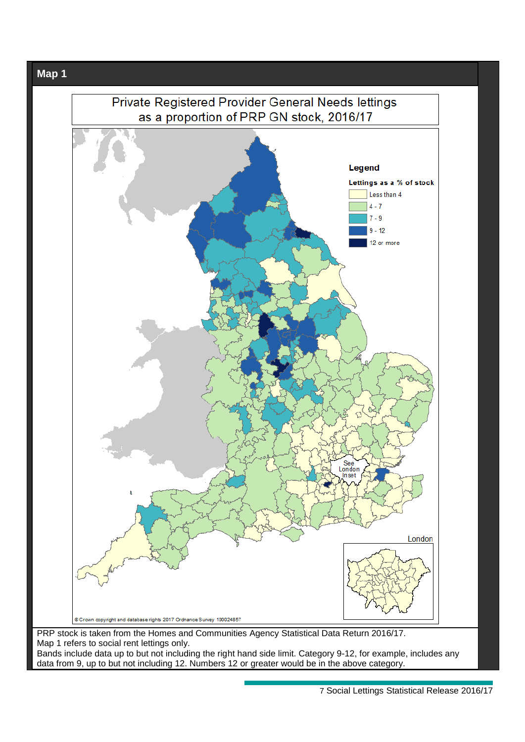## Map 1

Private Registered Provider General Needs lettings as a proportion of PRP GN stock, 2016/17

**Legend**

Lettings as a % of stock

- Less than 4
- 4 - 7
- 7 - 9
- 9 - 12
- 12 or more

See London Inset

London

© Crown copyright and database rights 2017 Ordnance Survey 100024857

PRP stock is taken from the Homes and Communities Agency Statistical Data Return 2016/17.
Map 1 refers to social rent lettings only.
Bands include data up to but not including the right hand side limit. Category 9-12, for example, includes any data from 9, up to but not including 12. Numbers 12 or greater would be in the above category.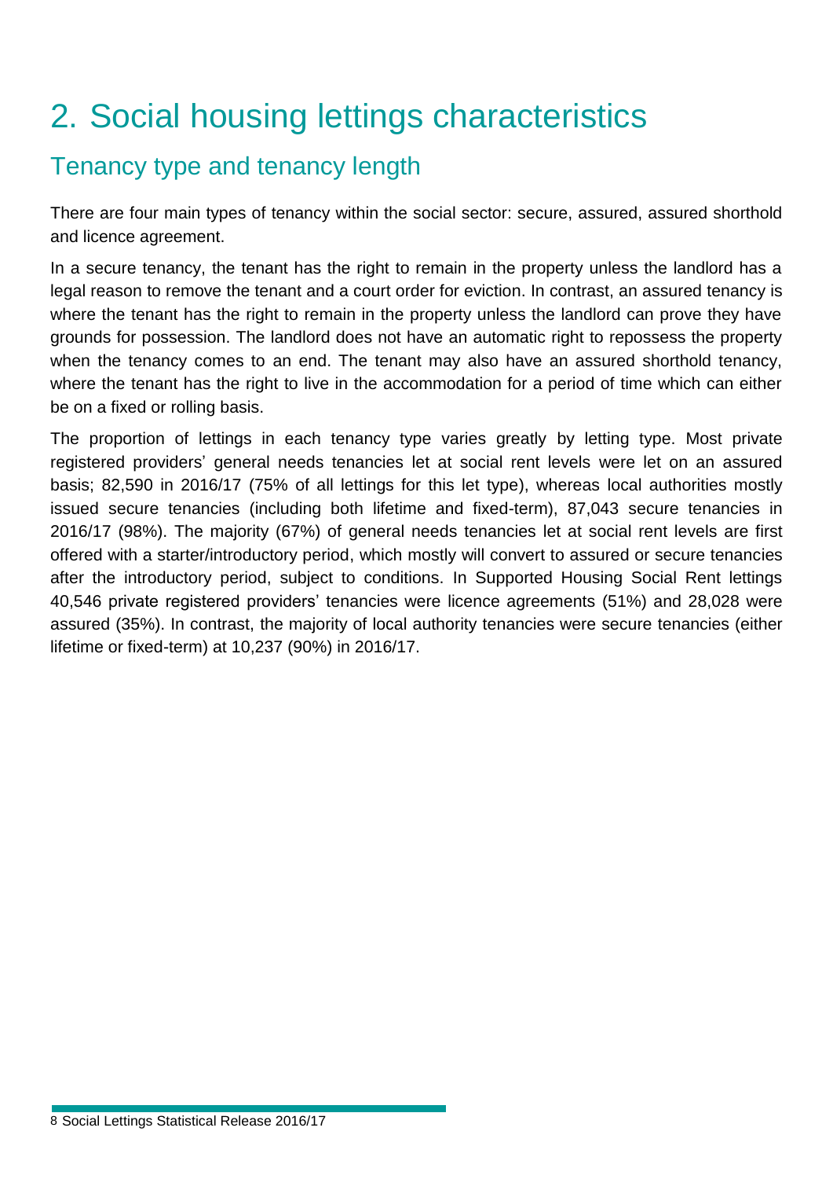# 2. Social housing lettings characteristics

## Tenancy type and tenancy length

There are four main types of tenancy within the social sector: secure, assured, assured shorthold and licence agreement.

In a secure tenancy, the tenant has the right to remain in the property unless the landlord has a legal reason to remove the tenant and a court order for eviction. In contrast, an assured tenancy is where the tenant has the right to remain in the property unless the landlord can prove they have grounds for possession. The landlord does not have an automatic right to repossess the property when the tenancy comes to an end. The tenant may also have an assured shorthold tenancy, where the tenant has the right to live in the accommodation for a period of time which can either be on a fixed or rolling basis.

The proportion of lettings in each tenancy type varies greatly by letting type. Most private registered providers' general needs tenancies let at social rent levels were let on an assured basis; 82,590 in 2016/17 (75% of all lettings for this let type), whereas local authorities mostly issued secure tenancies (including both lifetime and fixed-term), 87,043 secure tenancies in 2016/17 (98%). The majority (67%) of general needs tenancies let at social rent levels are first offered with a starter/introductory period, which mostly will convert to assured or secure tenancies after the introductory period, subject to conditions. In Supported Housing Social Rent lettings 40,546 private registered providers' tenancies were licence agreements (51%) and 28,028 were assured (35%). In contrast, the majority of local authority tenancies were secure tenancies (either lifetime or fixed-term) at 10,237 (90%) in 2016/17.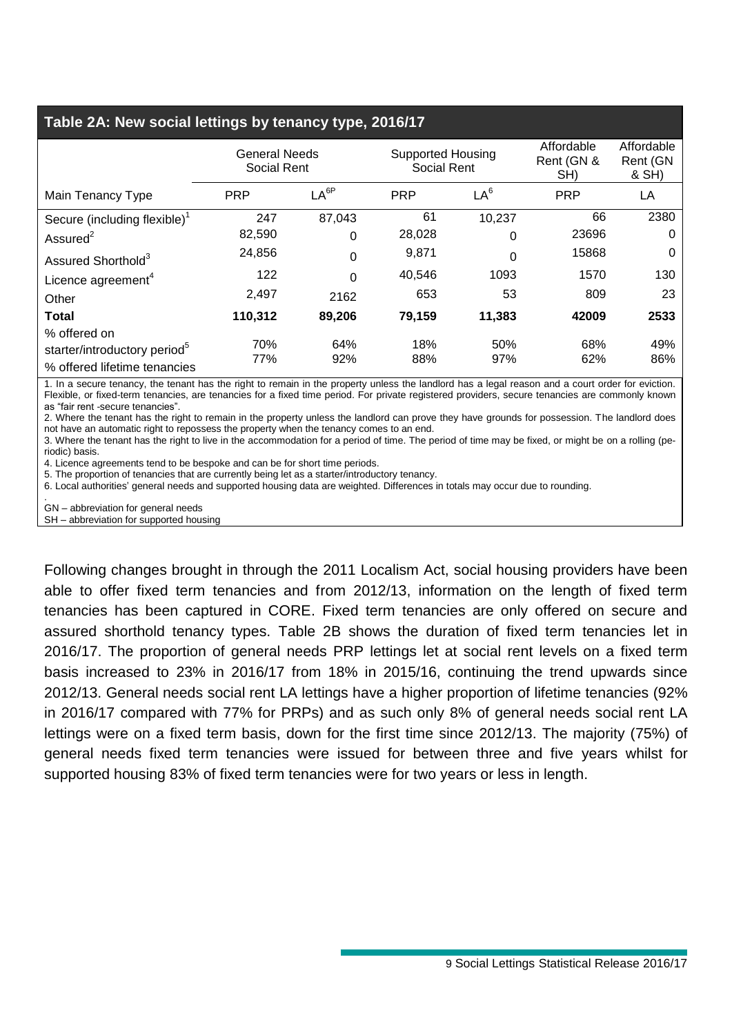### Table 2A: New social lettings by tenancy type, 2016/17

| | General Needs Social Rent | | Supported Housing Social Rent | | Affordable Rent (GN & SH) | Affordable Rent (GN & SH) |
|---|---|---|---|---|---|---|
| Main Tenancy Type | PRP | LA[6P] | PRP | LA[6] | PRP | LA |
| Secure (including flexible)[1] | 247 | 87,043 | 61 | 10,237 | 66 | 2380 |
| Assured[2] | 82,590 | 0 | 28,028 | 0 | 23696 | 0 |
| Assured Shorthold[3] | 24,856 | 0 | 9,871 | 0 | 15868 | 0 |
| Licence agreement[4] | 122 | 0 | 40,546 | 1093 | 1570 | 130 |
| Other | 2,497 | 2162 | 653 | 53 | 809 | 23 |
| **Total** | **110,312** | **89,206** | **79,159** | **11,383** | **42009** | **2533** |
| % offered on starter/introductory period[5] | 70% | 64% | 18% | 50% | 68% | 49% |
| % offered lifetime tenancies | 77% | 92% | 88% | 97% | 62% | 86% |

1. In a secure tenancy, the tenant has the right to remain in the property unless the landlord has a legal reason and a court order for eviction. Flexible, or fixed-term tenancies, are tenancies for a fixed time period. For private registered providers, secure tenancies are commonly known as "fair rent -secure tenancies".
2. Where the tenant has the right to remain in the property unless the landlord can prove they have grounds for possession. The landlord does not have an automatic right to repossess the property when the tenancy comes to an end.
3. Where the tenant has the right to live in the accommodation for a period of time. The period of time may be fixed, or might be on a rolling (periodic) basis.
4. Licence agreements tend to be bespoke and can be for short time periods.
5. The proportion of tenancies that are currently being let as a starter/introductory tenancy.
6. Local authorities' general needs and supported housing data are weighted. Differences in totals may occur due to rounding.

GN – abbreviation for general needs
SH – abbreviation for supported housing

Following changes brought in through the 2011 Localism Act, social housing providers have been able to offer fixed term tenancies and from 2012/13, information on the length of fixed term tenancies has been captured in CORE. Fixed term tenancies are only offered on secure and assured shorthold tenancy types. Table 2B shows the duration of fixed term tenancies let in 2016/17. The proportion of general needs PRP lettings let at social rent levels on a fixed term basis increased to 23% in 2016/17 from 18% in 2015/16, continuing the trend upwards since 2012/13. General needs social rent LA lettings have a higher proportion of lifetime tenancies (92% in 2016/17 compared with 77% for PRPs) and as such only 8% of general needs social rent LA lettings were on a fixed term basis, down for the first time since 2012/13. The majority (75%) of general needs fixed term tenancies were issued for between three and five years whilst for supported housing 83% of fixed term tenancies were for two years or less in length.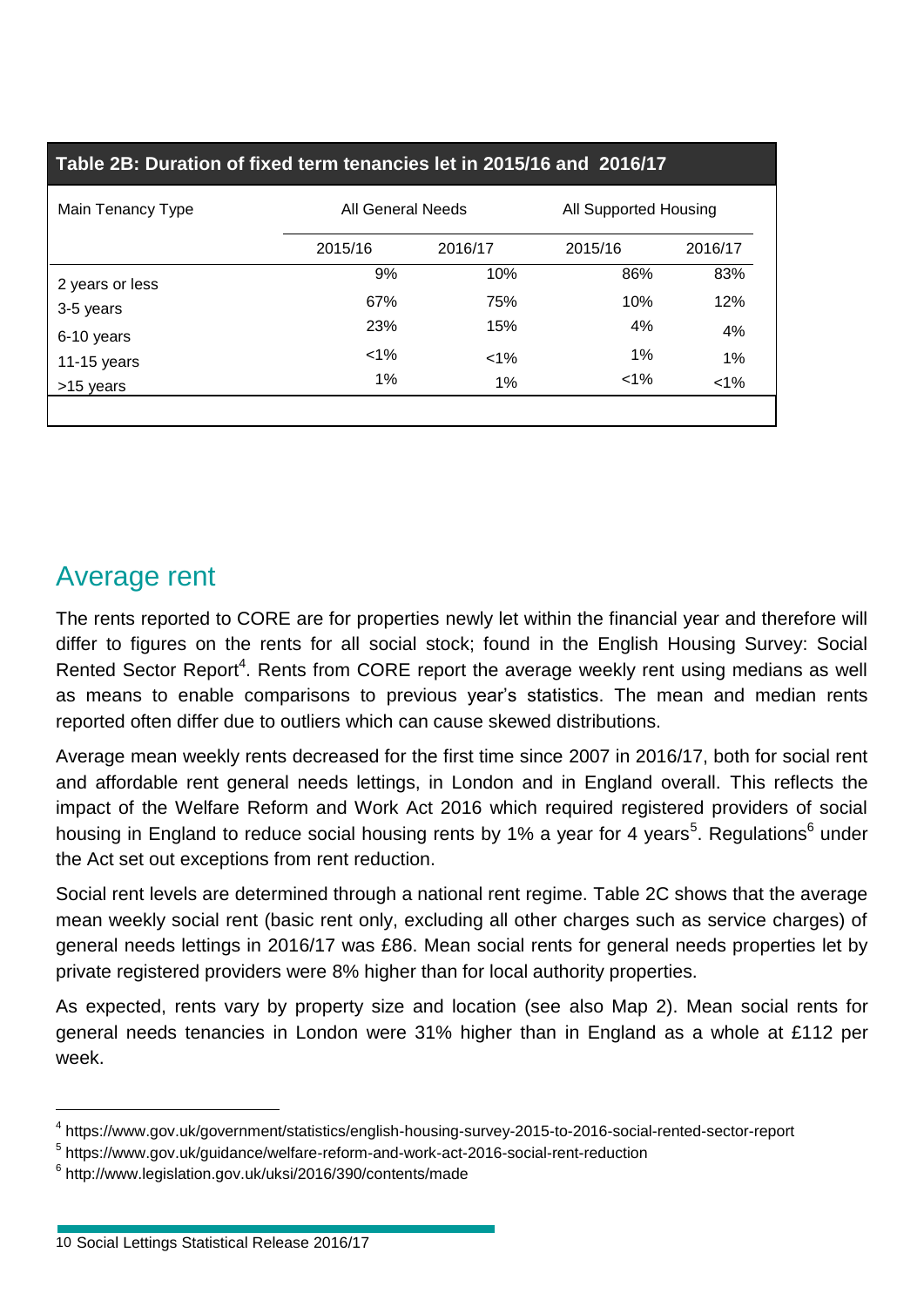**Table 2B: Duration of fixed term tenancies let in 2015/16 and 2016/17**

| Main Tenancy Type | All General Needs | | All Supported Housing | |
|---|---|---|---|---|
| | 2015/16 | 2016/17 | 2015/16 | 2016/17 |
| 2 years or less | 9% | 10% | 86% | 83% |
| 3-5 years | 67% | 75% | 10% | 12% |
| 6-10 years | 23% | 15% | 4% | 4% |
| 11-15 years | <1% | <1% | 1% | 1% |
| >15 years | 1% | 1% | <1% | <1% |

## Average rent

The rents reported to CORE are for properties newly let within the financial year and therefore will differ to figures on the rents for all social stock; found in the English Housing Survey: Social Rented Sector Report[4]. Rents from CORE report the average weekly rent using medians as well as means to enable comparisons to previous year's statistics. The mean and median rents reported often differ due to outliers which can cause skewed distributions.

Average mean weekly rents decreased for the first time since 2007 in 2016/17, both for social rent and affordable rent general needs lettings, in London and in England overall. This reflects the impact of the Welfare Reform and Work Act 2016 which required registered providers of social housing in England to reduce social housing rents by 1% a year for 4 years[5]. Regulations[6] under the Act set out exceptions from rent reduction.

Social rent levels are determined through a national rent regime. Table 2C shows that the average mean weekly social rent (basic rent only, excluding all other charges such as service charges) of general needs lettings in 2016/17 was £86. Mean social rents for general needs properties let by private registered providers were 8% higher than for local authority properties.

As expected, rents vary by property size and location (see also Map 2). Mean social rents for general needs tenancies in London were 31% higher than in England as a whole at £112 per week.

---

[4] https://www.gov.uk/government/statistics/english-housing-survey-2015-to-2016-social-rented-sector-report

[5] https://www.gov.uk/guidance/welfare-reform-and-work-act-2016-social-rent-reduction

[6] http://www.legislation.gov.uk/uksi/2016/390/contents/made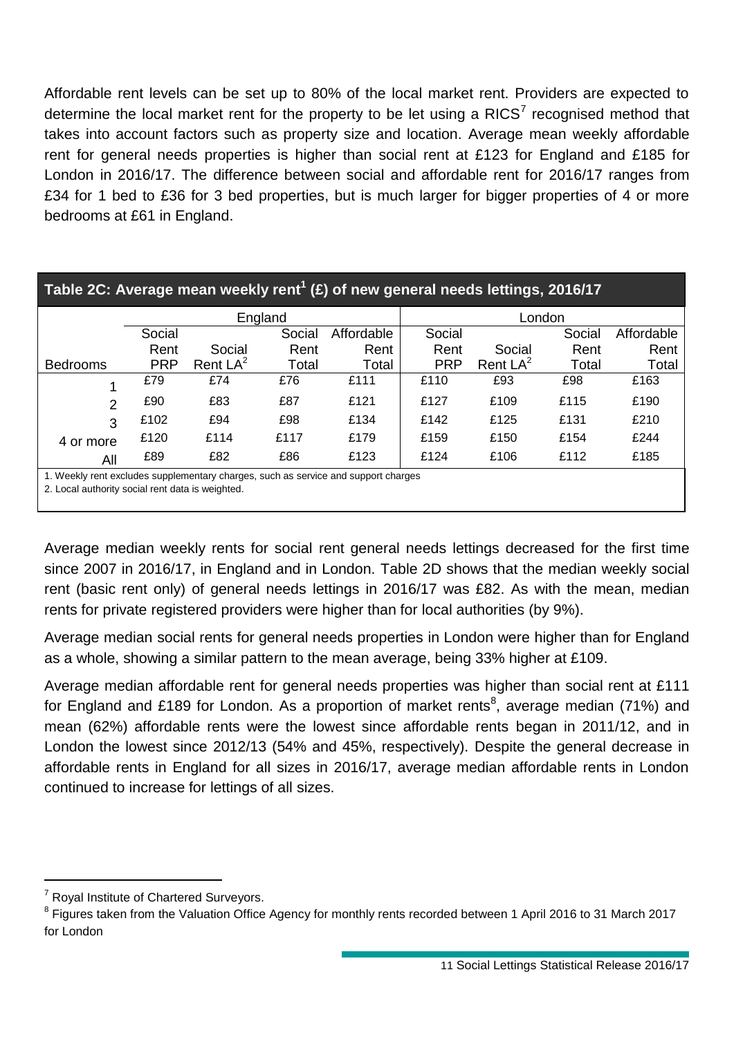Affordable rent levels can be set up to 80% of the local market rent. Providers are expected to determine the local market rent for the property to be let using a RICS[7] recognised method that takes into account factors such as property size and location. Average mean weekly affordable rent for general needs properties is higher than social rent at £123 for England and £185 for London in 2016/17. The difference between social and affordable rent for 2016/17 ranges from £34 for 1 bed to £36 for 3 bed properties, but is much larger for bigger properties of 4 or more bedrooms at £61 in England.

**Table 2C: Average mean weekly rent[1] (£) of new general needs lettings, 2016/17**

| | England | | | | London | | | |
|---|---|---|---|---|---|---|---|---|
| Bedrooms | Social Rent PRP | Social Rent LA[2] | Social Rent Total | Affordable Rent Total | Social Rent PRP | Social Rent LA[2] | Social Rent Total | Affordable Rent Total |
| 1 | £79 | £74 | £76 | £111 | £110 | £93 | £98 | £163 |
| 2 | £90 | £83 | £87 | £121 | £127 | £109 | £115 | £190 |
| 3 | £102 | £94 | £98 | £134 | £142 | £125 | £131 | £210 |
| 4 or more | £120 | £114 | £117 | £179 | £159 | £150 | £154 | £244 |
| All | £89 | £82 | £86 | £123 | £124 | £106 | £112 | £185 |

1. Weekly rent excludes supplementary charges, such as service and support charges
2. Local authority social rent data is weighted.

Average median weekly rents for social rent general needs lettings decreased for the first time since 2007 in 2016/17, in England and in London. Table 2D shows that the median weekly social rent (basic rent only) of general needs lettings in 2016/17 was £82. As with the mean, median rents for private registered providers were higher than for local authorities (by 9%).

Average median social rents for general needs properties in London were higher than for England as a whole, showing a similar pattern to the mean average, being 33% higher at £109.

Average median affordable rent for general needs properties was higher than social rent at £111 for England and £189 for London. As a proportion of market rents[8], average median (71%) and mean (62%) affordable rents were the lowest since affordable rents began in 2011/12, and in London the lowest since 2012/13 (54% and 45%, respectively). Despite the general decrease in affordable rents in England for all sizes in 2016/17, average median affordable rents in London continued to increase for lettings of all sizes.

[7] Royal Institute of Chartered Surveyors.

[8] Figures taken from the Valuation Office Agency for monthly rents recorded between 1 April 2016 to 31 March 2017 for London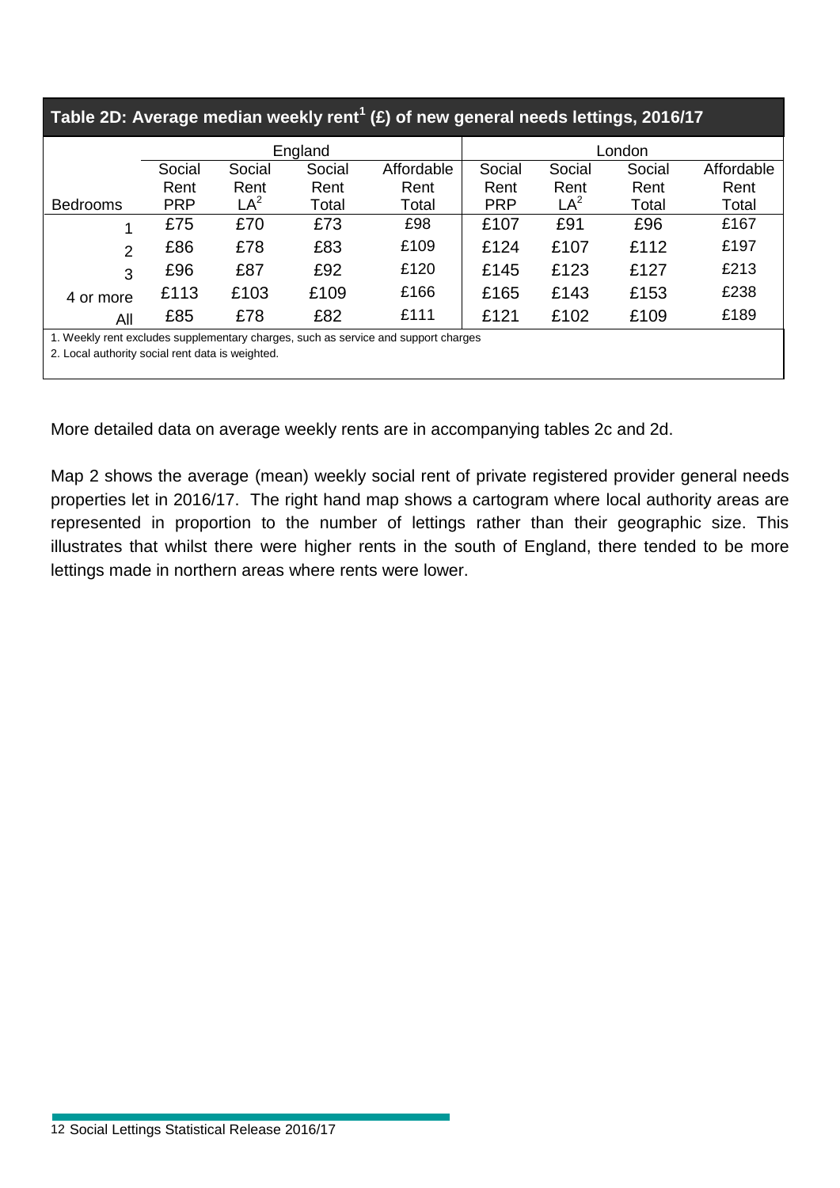## Table 2D: Average median weekly rent[1] (£) of new general needs lettings, 2016/17

| | England | | | | London | | | |
|---|---|---|---|---|---|---|---|---|
| Bedrooms | Social Rent PRP | Social Rent LA[2] | Social Rent Total | Affordable Rent Total | Social Rent PRP | Social Rent LA[2] | Social Rent Total | Affordable Rent Total |
| 1 | £75 | £70 | £73 | £98 | £107 | £91 | £96 | £167 |
| 2 | £86 | £78 | £83 | £109 | £124 | £107 | £112 | £197 |
| 3 | £96 | £87 | £92 | £120 | £145 | £123 | £127 | £213 |
| 4 or more | £113 | £103 | £109 | £166 | £165 | £143 | £153 | £238 |
| All | £85 | £78 | £82 | £111 | £121 | £102 | £109 | £189 |

1. Weekly rent excludes supplementary charges, such as service and support charges
2. Local authority social rent data is weighted.

More detailed data on average weekly rents are in accompanying tables 2c and 2d.

Map 2 shows the average (mean) weekly social rent of private registered provider general needs properties let in 2016/17. The right hand map shows a cartogram where local authority areas are represented in proportion to the number of lettings rather than their geographic size. This illustrates that whilst there were higher rents in the south of England, there tended to be more lettings made in northern areas where rents were lower.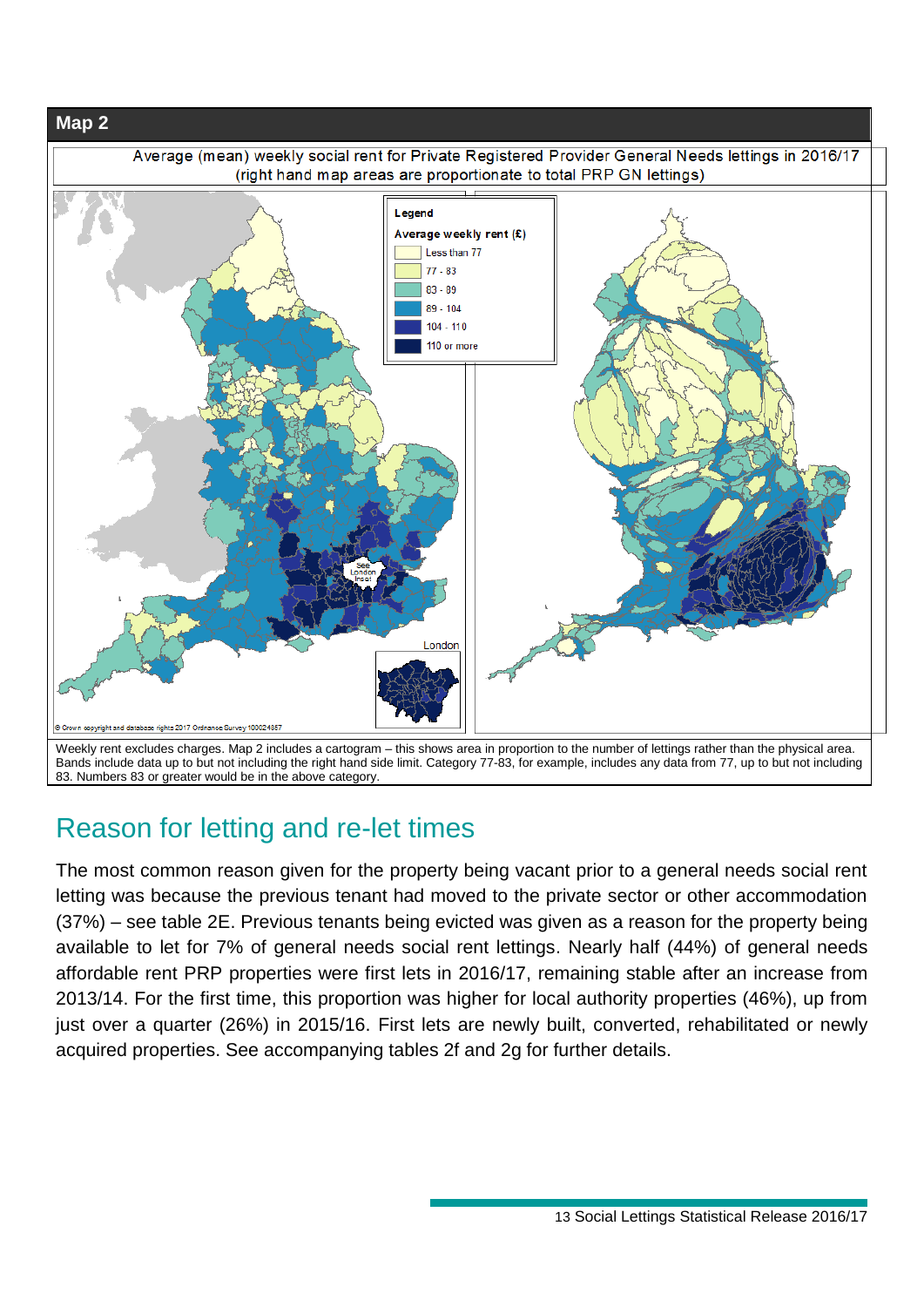**Map 2**

Average (mean) weekly social rent for Private Registered Provider General Needs lettings in 2016/17 (right hand map areas are proportionate to total PRP GN lettings)

Legend

Average weekly rent (£)

- Less than 77
- 77 - 83
- 83 - 89
- 89 - 104
- 104 - 110
- 110 or more

See London inset

London

© Crown copyright and database rights 2017 Ordnance Survey 100024857

Weekly rent excludes charges. Map 2 includes a cartogram – this shows area in proportion to the number of lettings rather than the physical area. Bands include data up to but not including the right hand side limit. Category 77-83, for example, includes any data from 77, up to but not including 83. Numbers 83 or greater would be in the above category.

## Reason for letting and re-let times

The most common reason given for the property being vacant prior to a general needs social rent letting was because the previous tenant had moved to the private sector or other accommodation (37%) – see table 2E. Previous tenants being evicted was given as a reason for the property being available to let for 7% of general needs social rent lettings. Nearly half (44%) of general needs affordable rent PRP properties were first lets in 2016/17, remaining stable after an increase from 2013/14. For the first time, this proportion was higher for local authority properties (46%), up from just over a quarter (26%) in 2015/16. First lets are newly built, converted, rehabilitated or newly acquired properties. See accompanying tables 2f and 2g for further details.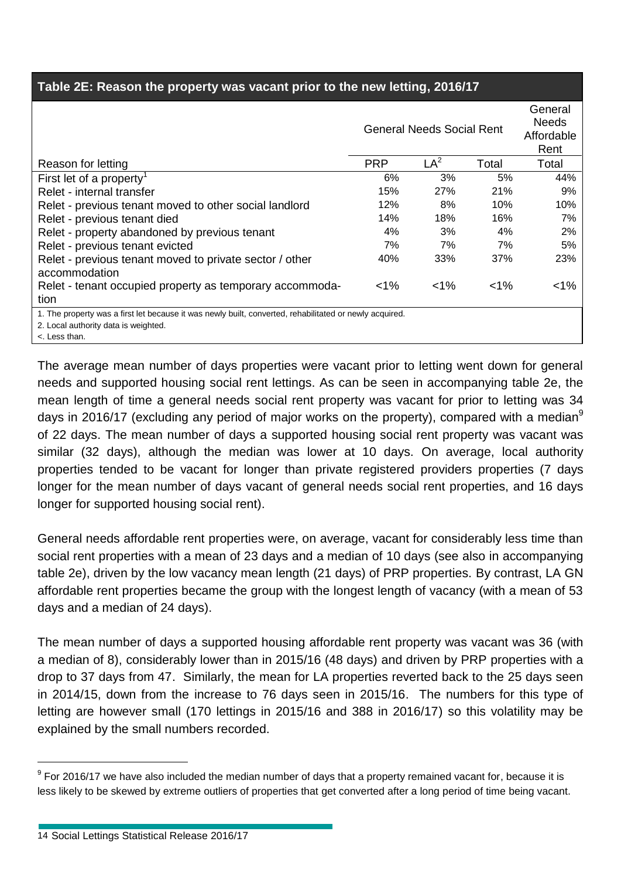### Table 2E: Reason the property was vacant prior to the new letting, 2016/17

| Reason for letting | General Needs Social Rent | | | General Needs Affordable Rent |
|---|---|---|---|---|
| | PRP | LA[2] | Total | Total |
| First let of a property[1] | 6% | 3% | 5% | 44% |
| Relet - internal transfer | 15% | 27% | 21% | 9% |
| Relet - previous tenant moved to other social landlord | 12% | 8% | 10% | 10% |
| Relet - previous tenant died | 14% | 18% | 16% | 7% |
| Relet - property abandoned by previous tenant | 4% | 3% | 4% | 2% |
| Relet - previous tenant evicted | 7% | 7% | 7% | 5% |
| Relet - previous tenant moved to private sector / other accommodation | 40% | 33% | 37% | 23% |
| Relet - tenant occupied property as temporary accommodation | <1% | <1% | <1% | <1% |

1. The property was a first let because it was newly built, converted, rehabilitated or newly acquired.
2. Local authority data is weighted.
<. Less than.

The average mean number of days properties were vacant prior to letting went down for general needs and supported housing social rent lettings. As can be seen in accompanying table 2e, the mean length of time a general needs social rent property was vacant for prior to letting was 34 days in 2016/17 (excluding any period of major works on the property), compared with a median[9] of 22 days. The mean number of days a supported housing social rent property was vacant was similar (32 days), although the median was lower at 10 days. On average, local authority properties tended to be vacant for longer than private registered providers properties (7 days longer for the mean number of days vacant of general needs social rent properties, and 16 days longer for supported housing social rent).

General needs affordable rent properties were, on average, vacant for considerably less time than social rent properties with a mean of 23 days and a median of 10 days (see also in accompanying table 2e), driven by the low vacancy mean length (21 days) of PRP properties. By contrast, LA GN affordable rent properties became the group with the longest length of vacancy (with a mean of 53 days and a median of 24 days).

The mean number of days a supported housing affordable rent property was vacant was 36 (with a median of 8), considerably lower than in 2015/16 (48 days) and driven by PRP properties with a drop to 37 days from 47. Similarly, the mean for LA properties reverted back to the 25 days seen in 2014/15, down from the increase to 76 days seen in 2015/16. The numbers for this type of letting are however small (170 lettings in 2015/16 and 388 in 2016/17) so this volatility may be explained by the small numbers recorded.

[9] For 2016/17 we have also included the median number of days that a property remained vacant for, because it is less likely to be skewed by extreme outliers of properties that get converted after a long period of time being vacant.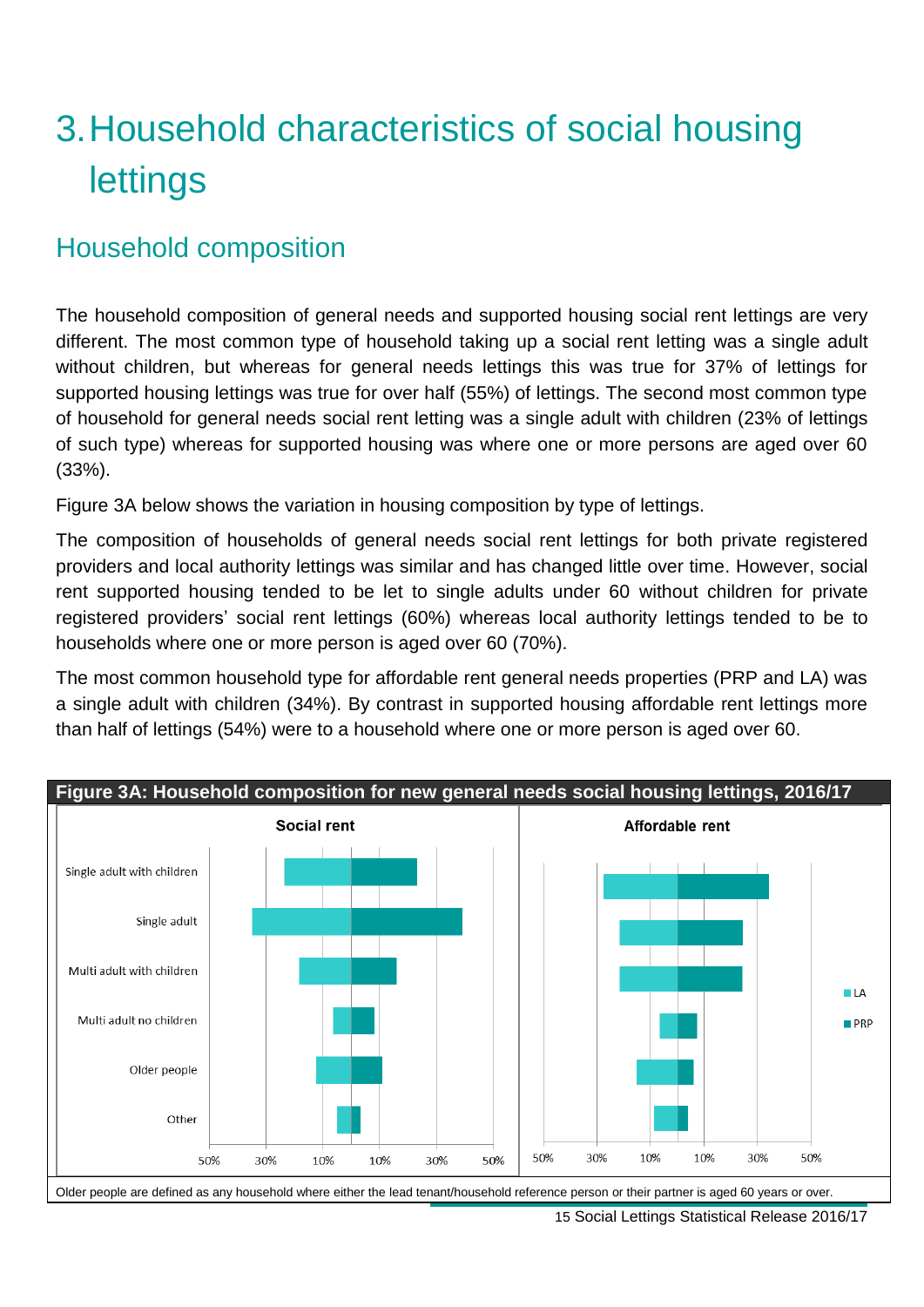# 3. Household characteristics of social housing lettings

## Household composition

The household composition of general needs and supported housing social rent lettings are very different. The most common type of household taking up a social rent letting was a single adult without children, but whereas for general needs lettings this was true for 37% of lettings for supported housing lettings was true for over half (55%) of lettings. The second most common type of household for general needs social rent letting was a single adult with children (23% of lettings of such type) whereas for supported housing was where one or more persons are aged over 60 (33%).

Figure 3A below shows the variation in housing composition by type of lettings.

The composition of households of general needs social rent lettings for both private registered providers and local authority lettings was similar and has changed little over time. However, social rent supported housing tended to be let to single adults under 60 without children for private registered providers' social rent lettings (60%) whereas local authority lettings tended to be to households where one or more person is aged over 60 (70%).

The most common household type for affordable rent general needs properties (PRP and LA) was a single adult with children (34%). By contrast in supported housing affordable rent lettings more than half of lettings (54%) were to a household where one or more person is aged over 60.

**Figure 3A: Household composition for new general needs social housing lettings, 2016/17**

Older people are defined as any household where either the lead tenant/household reference person or their partner is aged 60 years or over.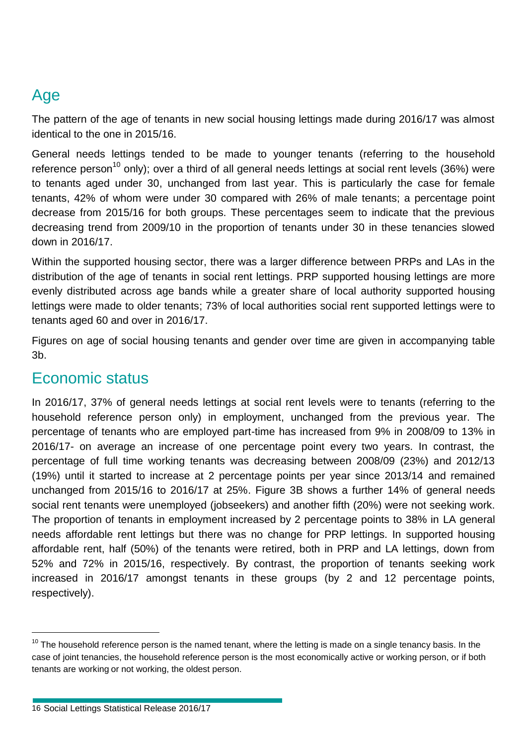## Age

The pattern of the age of tenants in new social housing lettings made during 2016/17 was almost identical to the one in 2015/16.

General needs lettings tended to be made to younger tenants (referring to the household reference person[10] only); over a third of all general needs lettings at social rent levels (36%) were to tenants aged under 30, unchanged from last year. This is particularly the case for female tenants, 42% of whom were under 30 compared with 26% of male tenants; a percentage point decrease from 2015/16 for both groups. These percentages seem to indicate that the previous decreasing trend from 2009/10 in the proportion of tenants under 30 in these tenancies slowed down in 2016/17.

Within the supported housing sector, there was a larger difference between PRPs and LAs in the distribution of the age of tenants in social rent lettings. PRP supported housing lettings are more evenly distributed across age bands while a greater share of local authority supported housing lettings were made to older tenants; 73% of local authorities social rent supported lettings were to tenants aged 60 and over in 2016/17.

Figures on age of social housing tenants and gender over time are given in accompanying table 3b.

## Economic status

In 2016/17, 37% of general needs lettings at social rent levels were to tenants (referring to the household reference person only) in employment, unchanged from the previous year. The percentage of tenants who are employed part-time has increased from 9% in 2008/09 to 13% in 2016/17- on average an increase of one percentage point every two years. In contrast, the percentage of full time working tenants was decreasing between 2008/09 (23%) and 2012/13 (19%) until it started to increase at 2 percentage points per year since 2013/14 and remained unchanged from 2015/16 to 2016/17 at 25%. Figure 3B shows a further 14% of general needs social rent tenants were unemployed (jobseekers) and another fifth (20%) were not seeking work. The proportion of tenants in employment increased by 2 percentage points to 38% in LA general needs affordable rent lettings but there was no change for PRP lettings. In supported housing affordable rent, half (50%) of the tenants were retired, both in PRP and LA lettings, down from 52% and 72% in 2015/16, respectively. By contrast, the proportion of tenants seeking work increased in 2016/17 amongst tenants in these groups (by 2 and 12 percentage points, respectively).

[10] The household reference person is the named tenant, where the letting is made on a single tenancy basis. In the case of joint tenancies, the household reference person is the most economically active or working person, or if both tenants are working or not working, the oldest person.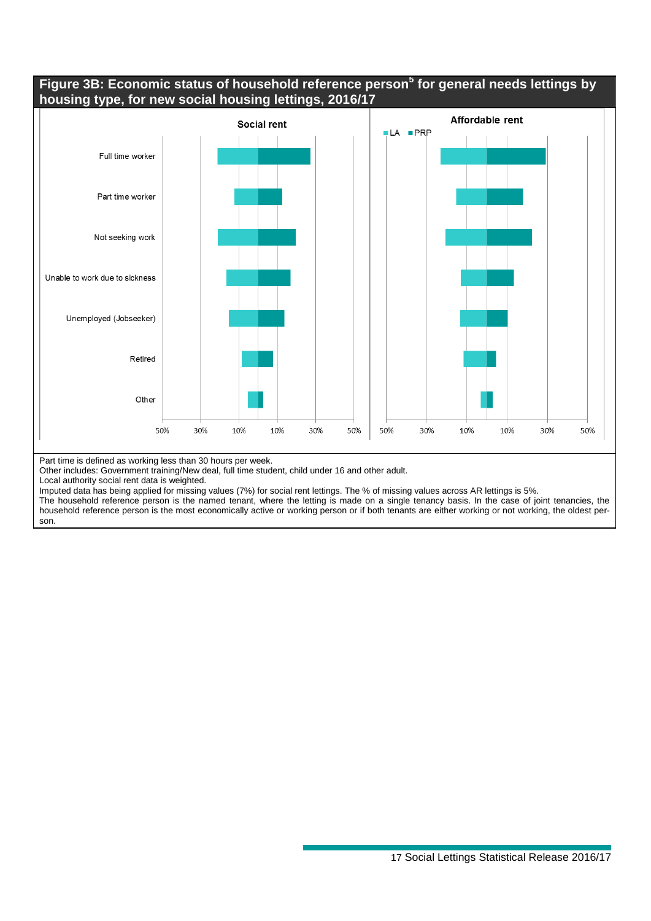## Figure 3B: Economic status of household reference person[5] for general needs lettings by housing type, for new social housing lettings, 2016/17

Social rent

Affordable rent

LA PRP

Full time worker

Part time worker

Not seeking work

Unable to work due to sickness

Unemployed (Jobseeker)

Retired

Other

50% 30% 10% 10% 30% 50%

Part time is defined as working less than 30 hours per week.
Other includes: Government training/New deal, full time student, child under 16 and other adult.
Local authority social rent data is weighted.
Imputed data has being applied for missing values (7%) for social rent lettings. The % of missing values across AR lettings is 5%.
The household reference person is the named tenant, where the letting is made on a single tenancy basis. In the case of joint tenancies, the household reference person is the most economically active or working person or if both tenants are either working or not working, the oldest person.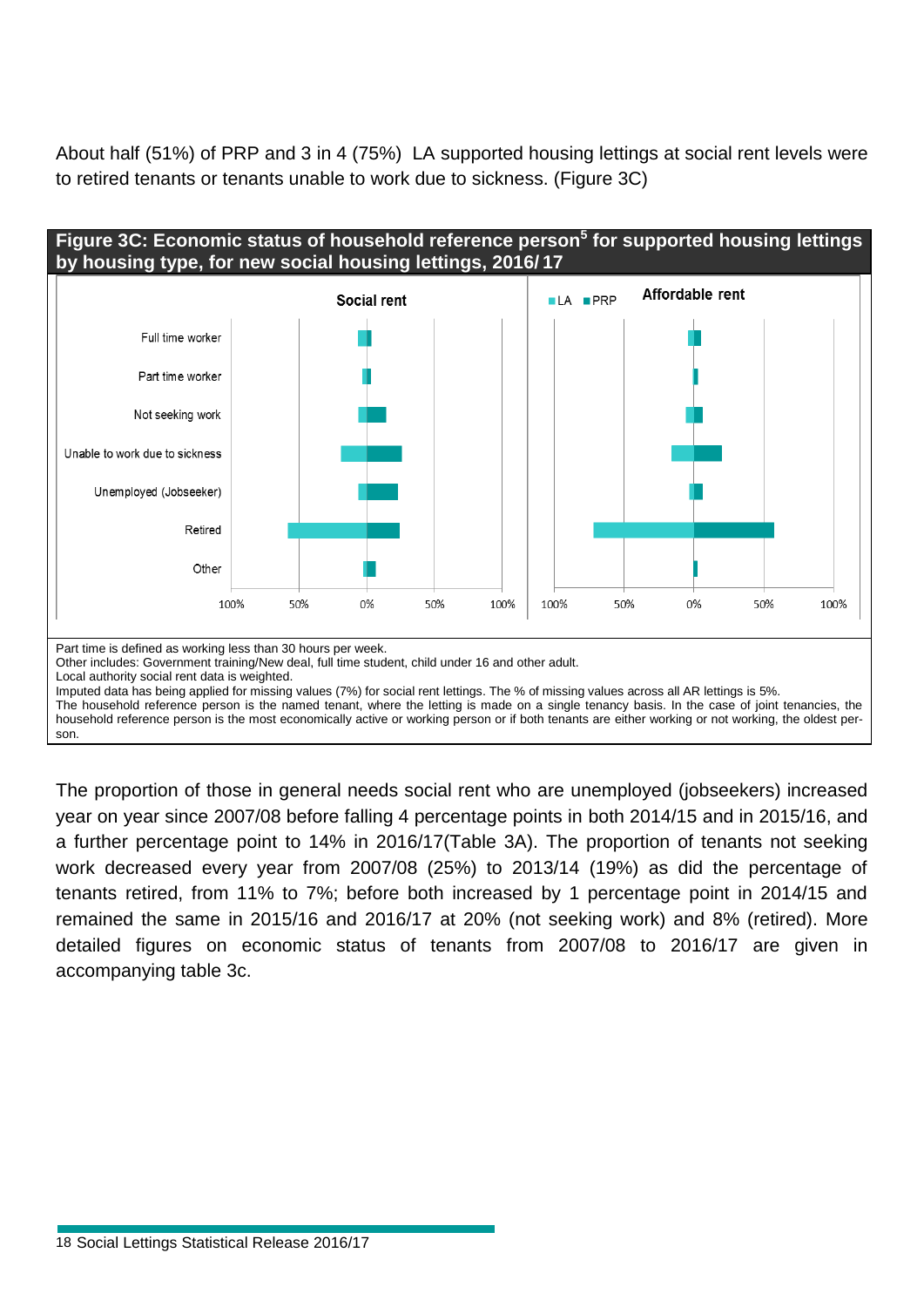About half (51%) of PRP and 3 in 4 (75%) LA supported housing lettings at social rent levels were to retired tenants or tenants unable to work due to sickness. (Figure 3C)

**Figure 3C: Economic status of household reference person[5] for supported housing lettings by housing type, for new social housing lettings, 2016/17**

Part time is defined as working less than 30 hours per week.
Other includes: Government training/New deal, full time student, child under 16 and other adult.
Local authority social rent data is weighted.
Imputed data has being applied for missing values (7%) for social rent lettings. The % of missing values across all AR lettings is 5%.
The household reference person is the named tenant, where the letting is made on a single tenancy basis. In the case of joint tenancies, the household reference person is the most economically active or working person or if both tenants are either working or not working, the oldest person.

The proportion of those in general needs social rent who are unemployed (jobseekers) increased year on year since 2007/08 before falling 4 percentage points in both 2014/15 and in 2015/16, and a further percentage point to 14% in 2016/17(Table 3A). The proportion of tenants not seeking work decreased every year from 2007/08 (25%) to 2013/14 (19%) as did the percentage of tenants retired, from 11% to 7%; before both increased by 1 percentage point in 2014/15 and remained the same in 2015/16 and 2016/17 at 20% (not seeking work) and 8% (retired). More detailed figures on economic status of tenants from 2007/08 to 2016/17 are given in accompanying table 3c.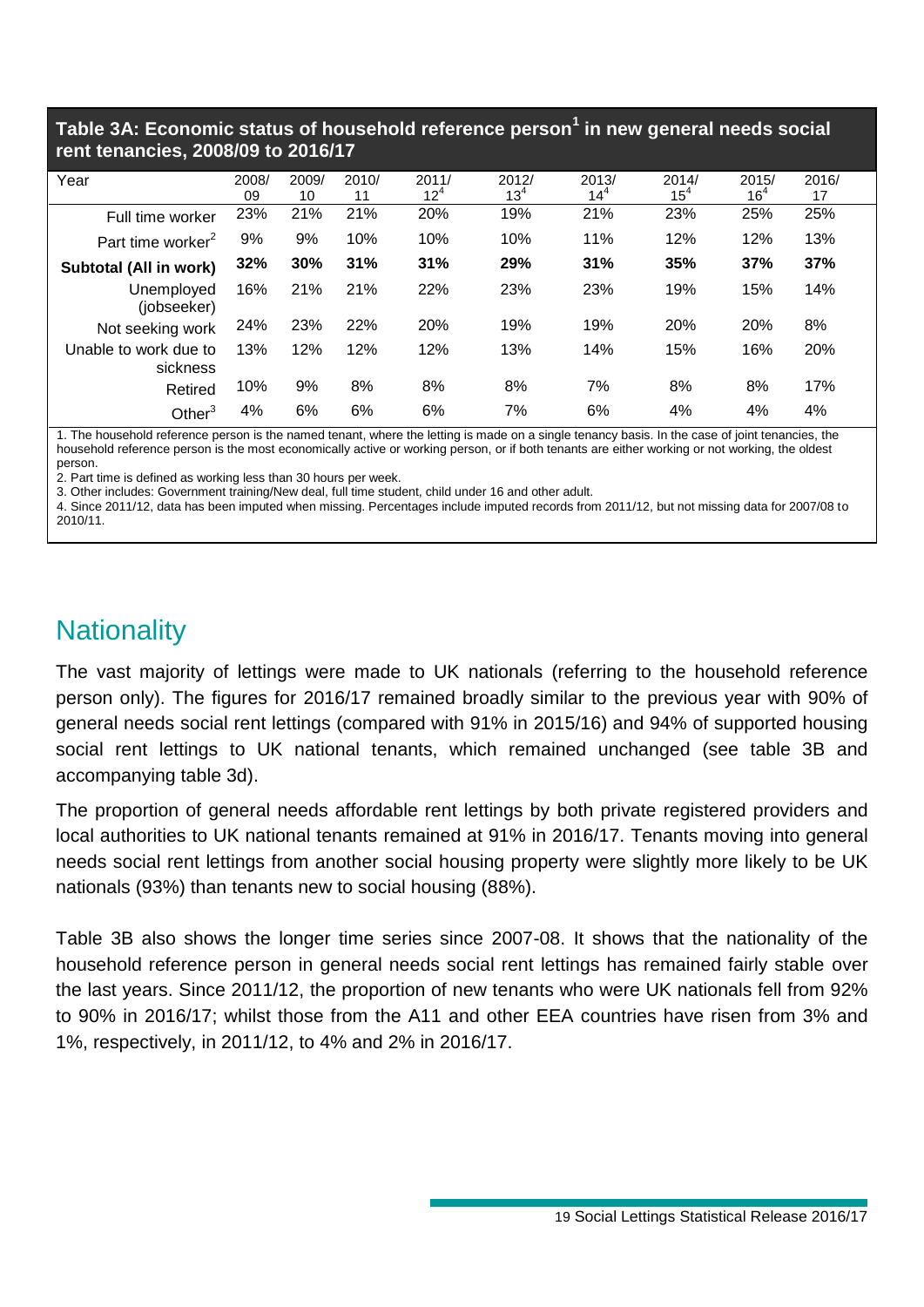**Table 3A: Economic status of household reference person[1] in new general needs social rent tenancies, 2008/09 to 2016/17**

| Year | 2008/09 | 2009/10 | 2010/11 | 2011/12[4] | 2012/13[4] | 2013/14[4] | 2014/15[4] | 2015/16[4] | 2016/17 |
|---|---|---|---|---|---|---|---|---|---|
| Full time worker | 23% | 21% | 21% | 20% | 19% | 21% | 23% | 25% | 25% |
| Part time worker[2] | 9% | 9% | 10% | 10% | 10% | 11% | 12% | 12% | 13% |
| **Subtotal (All in work)** | **32%** | **30%** | **31%** | **31%** | **29%** | **31%** | **35%** | **37%** | **37%** |
| Unemployed (jobseeker) | 16% | 21% | 21% | 22% | 23% | 23% | 19% | 15% | 14% |
| Not seeking work | 24% | 23% | 22% | 20% | 19% | 19% | 20% | 20% | 8% |
| Unable to work due to sickness | 13% | 12% | 12% | 12% | 13% | 14% | 15% | 16% | 20% |
| Retired | 10% | 9% | 8% | 8% | 8% | 7% | 8% | 8% | 17% |
| Other[3] | 4% | 6% | 6% | 6% | 7% | 6% | 4% | 4% | 4% |

1. The household reference person is the named tenant, where the letting is made on a single tenancy basis. In the case of joint tenancies, the household reference person is the most economically active or working person, or if both tenants are either working or not working, the oldest person.

2. Part time is defined as working less than 30 hours per week.

3. Other includes: Government training/New deal, full time student, child under 16 and other adult.

4. Since 2011/12, data has been imputed when missing. Percentages include imputed records from 2011/12, but not missing data for 2007/08 to 2010/11.

## Nationality

The vast majority of lettings were made to UK nationals (referring to the household reference person only). The figures for 2016/17 remained broadly similar to the previous year with 90% of general needs social rent lettings (compared with 91% in 2015/16) and 94% of supported housing social rent lettings to UK national tenants, which remained unchanged (see table 3B and accompanying table 3d).

The proportion of general needs affordable rent lettings by both private registered providers and local authorities to UK national tenants remained at 91% in 2016/17. Tenants moving into general needs social rent lettings from another social housing property were slightly more likely to be UK nationals (93%) than tenants new to social housing (88%).

Table 3B also shows the longer time series since 2007-08. It shows that the nationality of the household reference person in general needs social rent lettings has remained fairly stable over the last years. Since 2011/12, the proportion of new tenants who were UK nationals fell from 92% to 90% in 2016/17; whilst those from the A11 and other EEA countries have risen from 3% and 1%, respectively, in 2011/12, to 4% and 2% in 2016/17.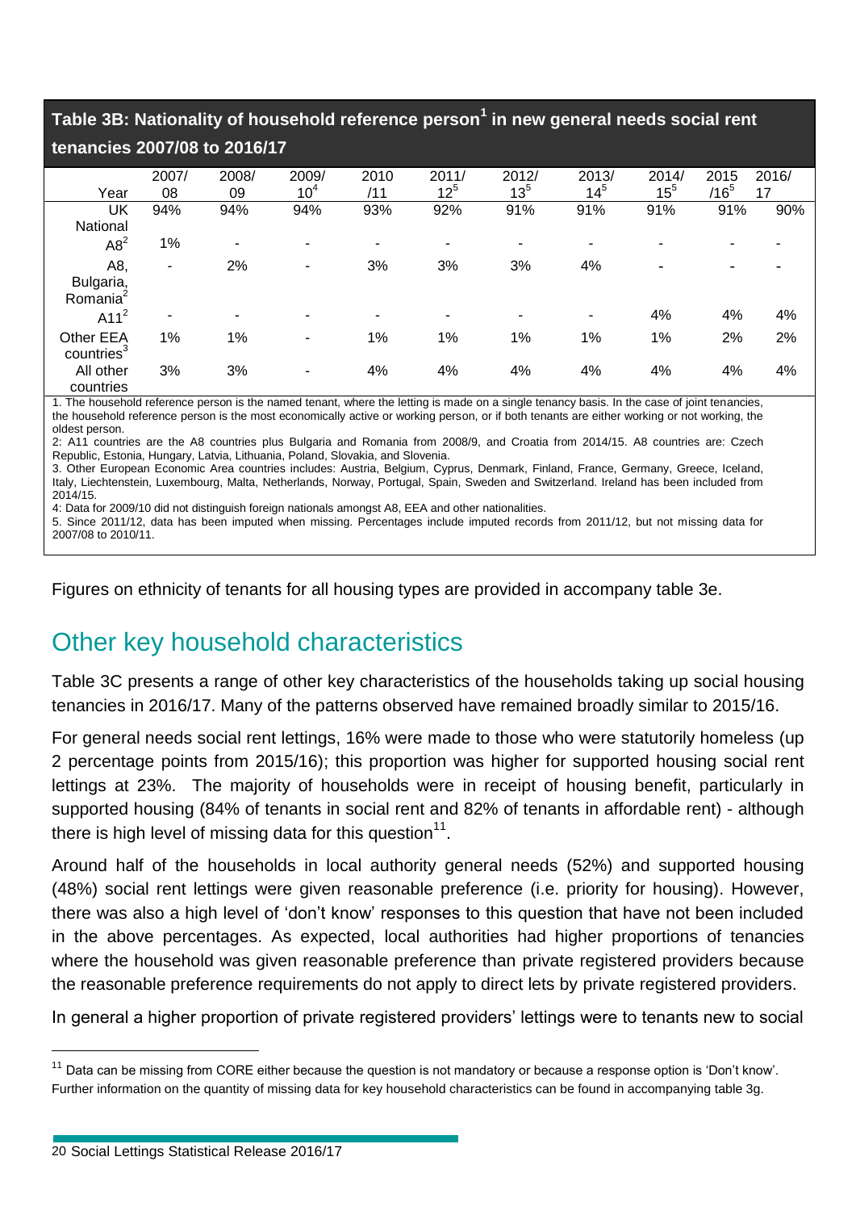**Table 3B: Nationality of household reference person[1] in new general needs social rent tenancies 2007/08 to 2016/17**

| Year | 2007/08 | 2008/09 | 2009/10[4] | 2010/11 | 2011/12[5] | 2012/13[5] | 2013/14[5] | 2014/15[5] | 2015/16[5] | 2016/17 |
|---|---|---|---|---|---|---|---|---|---|---|
| UK National | 94% | 94% | 94% | 93% | 92% | 91% | 91% | 91% | 91% | 90% |
| A8[2] | 1% | - | - | - | - | - | - | - | - | - |
| A8, Bulgaria, Romania[2] | - | 2% | - | 3% | 3% | 3% | 4% | - | - | - |
| A11[2] | - | - | - | - | - | - | - | 4% | 4% | 4% |
| Other EEA countries[3] | 1% | 1% | - | 1% | 1% | 1% | 1% | 1% | 2% | 2% |
| All other countries | 3% | 3% | - | 4% | 4% | 4% | 4% | 4% | 4% | 4% |

1. The household reference person is the named tenant, where the letting is made on a single tenancy basis. In the case of joint tenancies, the household reference person is the most economically active or working person, or if both tenants are either working or not working, the oldest person.
2: A11 countries are the A8 countries plus Bulgaria and Romania from 2008/9, and Croatia from 2014/15. A8 countries are: Czech Republic, Estonia, Hungary, Latvia, Lithuania, Poland, Slovakia, and Slovenia.
3. Other European Economic Area countries includes: Austria, Belgium, Cyprus, Denmark, Finland, France, Germany, Greece, Iceland, Italy, Liechtenstein, Luxembourg, Malta, Netherlands, Norway, Portugal, Spain, Sweden and Switzerland. Ireland has been included from 2014/15.
4: Data for 2009/10 did not distinguish foreign nationals amongst A8, EEA and other nationalities.
5. Since 2011/12, data has been imputed when missing. Percentages include imputed records from 2011/12, but not missing data for 2007/08 to 2010/11.

Figures on ethnicity of tenants for all housing types are provided in accompany table 3e.

## Other key household characteristics

Table 3C presents a range of other key characteristics of the households taking up social housing tenancies in 2016/17. Many of the patterns observed have remained broadly similar to 2015/16.

For general needs social rent lettings, 16% were made to those who were statutorily homeless (up 2 percentage points from 2015/16); this proportion was higher for supported housing social rent lettings at 23%. The majority of households were in receipt of housing benefit, particularly in supported housing (84% of tenants in social rent and 82% of tenants in affordable rent) - although there is high level of missing data for this question[11].

Around half of the households in local authority general needs (52%) and supported housing (48%) social rent lettings were given reasonable preference (i.e. priority for housing). However, there was also a high level of 'don't know' responses to this question that have not been included in the above percentages. As expected, local authorities had higher proportions of tenancies where the household was given reasonable preference than private registered providers because the reasonable preference requirements do not apply to direct lets by private registered providers.

In general a higher proportion of private registered providers' lettings were to tenants new to social

[11] Data can be missing from CORE either because the question is not mandatory or because a response option is 'Don't know'. Further information on the quantity of missing data for key household characteristics can be found in accompanying table 3g.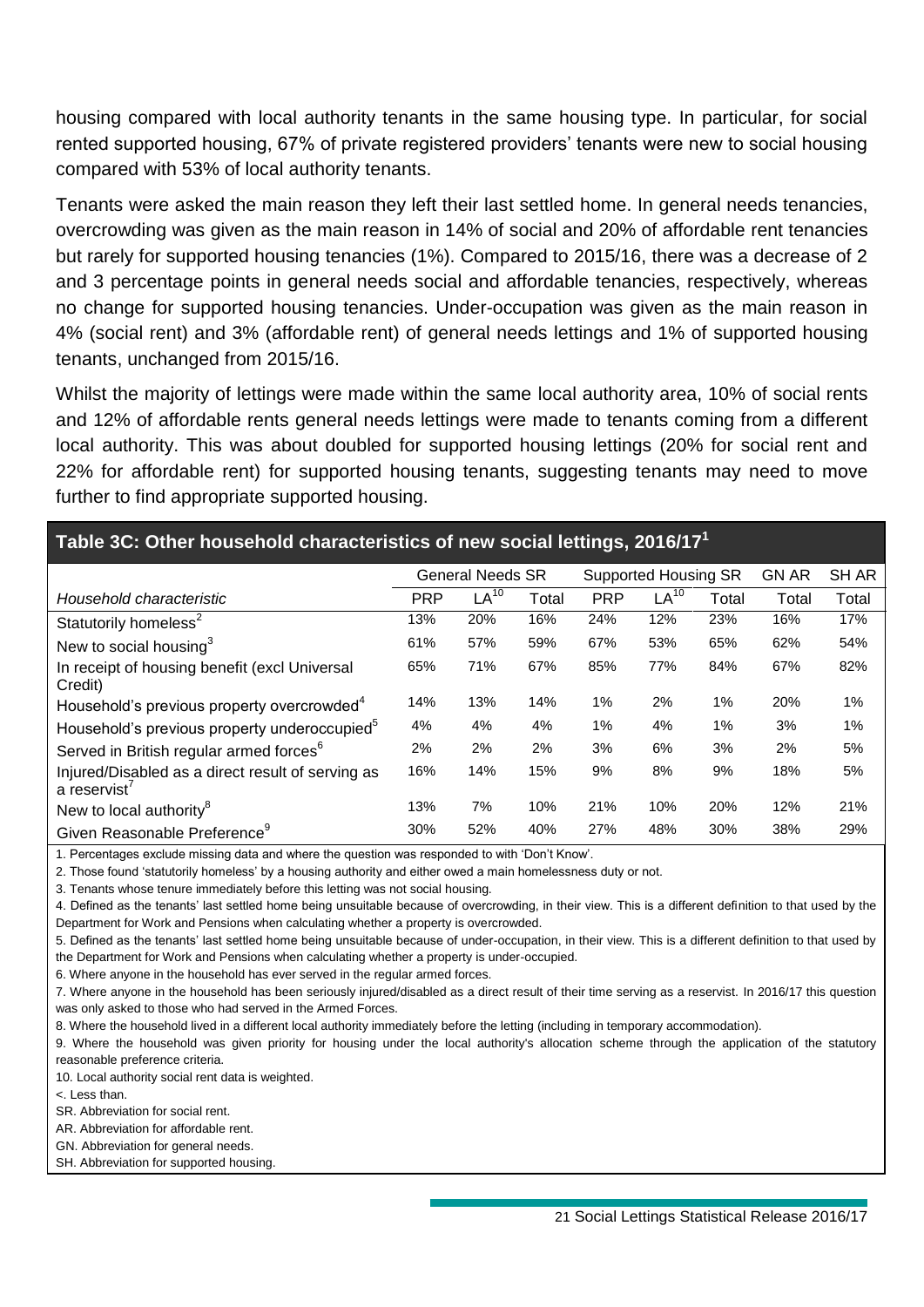housing compared with local authority tenants in the same housing type. In particular, for social rented supported housing, 67% of private registered providers' tenants were new to social housing compared with 53% of local authority tenants.

Tenants were asked the main reason they left their last settled home. In general needs tenancies, overcrowding was given as the main reason in 14% of social and 20% of affordable rent tenancies but rarely for supported housing tenancies (1%). Compared to 2015/16, there was a decrease of 2 and 3 percentage points in general needs social and affordable tenancies, respectively, whereas no change for supported housing tenancies. Under-occupation was given as the main reason in 4% (social rent) and 3% (affordable rent) of general needs lettings and 1% of supported housing tenants, unchanged from 2015/16.

Whilst the majority of lettings were made within the same local authority area, 10% of social rents and 12% of affordable rents general needs lettings were made to tenants coming from a different local authority. This was about doubled for supported housing lettings (20% for social rent and 22% for affordable rent) for supported housing tenants, suggesting tenants may need to move further to find appropriate supported housing.

### Table 3C: Other household characteristics of new social lettings, 2016/17[1]

| | General Needs SR | | | Supported Housing SR | | | GN AR | SH AR |
|---|---|---|---|---|---|---|---|---|
| *Household characteristic* | PRP | LA[10] | Total | PRP | LA[10] | Total | Total | Total |
| Statutorily homeless[2] | 13% | 20% | 16% | 24% | 12% | 23% | 16% | 17% |
| New to social housing[3] | 61% | 57% | 59% | 67% | 53% | 65% | 62% | 54% |
| In receipt of housing benefit (excl Universal Credit) | 65% | 71% | 67% | 85% | 77% | 84% | 67% | 82% |
| Household's previous property overcrowded[4] | 14% | 13% | 14% | 1% | 2% | 1% | 20% | 1% |
| Household's previous property underoccupied[5] | 4% | 4% | 4% | 1% | 4% | 1% | 3% | 1% |
| Served in British regular armed forces[6] | 2% | 2% | 2% | 3% | 6% | 3% | 2% | 5% |
| Injured/Disabled as a direct result of serving as a reservist[7] | 16% | 14% | 15% | 9% | 8% | 9% | 18% | 5% |
| New to local authority[8] | 13% | 7% | 10% | 21% | 10% | 20% | 12% | 21% |
| Given Reasonable Preference[9] | 30% | 52% | 40% | 27% | 48% | 30% | 38% | 29% |

1. Percentages exclude missing data and where the question was responded to with 'Don't Know'.
2. Those found 'statutorily homeless' by a housing authority and either owed a main homelessness duty or not.
3. Tenants whose tenure immediately before this letting was not social housing.
4. Defined as the tenants' last settled home being unsuitable because of overcrowding, in their view. This is a different definition to that used by the Department for Work and Pensions when calculating whether a property is overcrowded.
5. Defined as the tenants' last settled home being unsuitable because of under-occupation, in their view. This is a different definition to that used by the Department for Work and Pensions when calculating whether a property is under-occupied.
6. Where anyone in the household has ever served in the regular armed forces.
7. Where anyone in the household has been seriously injured/disabled as a direct result of their time serving as a reservist. In 2016/17 this question was only asked to those who had served in the Armed Forces.
8. Where the household lived in a different local authority immediately before the letting (including in temporary accommodation).
9. Where the household was given priority for housing under the local authority's allocation scheme through the application of the statutory reasonable preference criteria.
10. Local authority social rent data is weighted.

<. Less than.
SR. Abbreviation for social rent.
AR. Abbreviation for affordable rent.
GN. Abbreviation for general needs.
SH. Abbreviation for supported housing.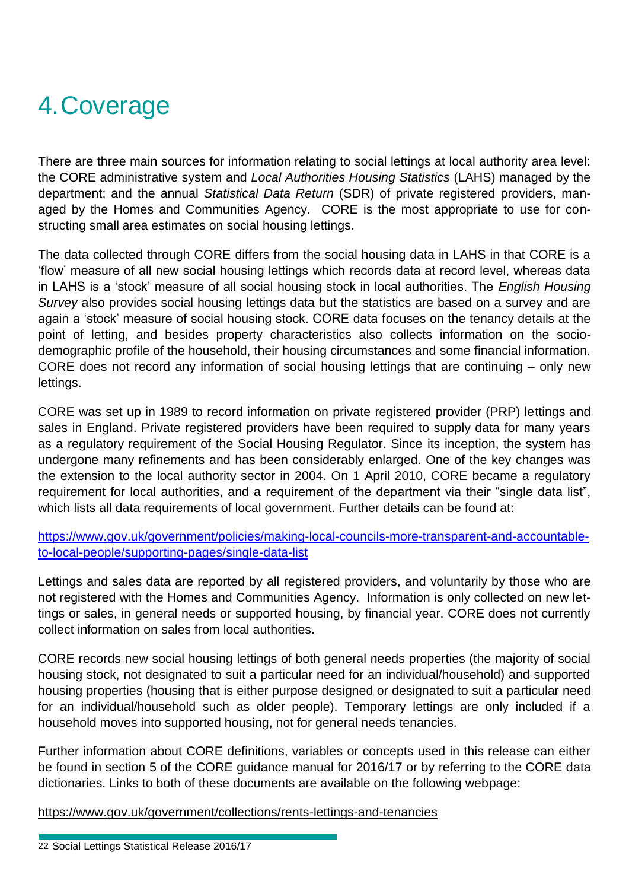# 4. Coverage

There are three main sources for information relating to social lettings at local authority area level: the CORE administrative system and *Local Authorities Housing Statistics* (LAHS) managed by the department; and the annual *Statistical Data Return* (SDR) of private registered providers, managed by the Homes and Communities Agency. CORE is the most appropriate to use for constructing small area estimates on social housing lettings.

The data collected through CORE differs from the social housing data in LAHS in that CORE is a 'flow' measure of all new social housing lettings which records data at record level, whereas data in LAHS is a 'stock' measure of all social housing stock in local authorities. The *English Housing Survey* also provides social housing lettings data but the statistics are based on a survey and are again a 'stock' measure of social housing stock. CORE data focuses on the tenancy details at the point of letting, and besides property characteristics also collects information on the socio-demographic profile of the household, their housing circumstances and some financial information. CORE does not record any information of social housing lettings that are continuing – only new lettings.

CORE was set up in 1989 to record information on private registered provider (PRP) lettings and sales in England. Private registered providers have been required to supply data for many years as a regulatory requirement of the Social Housing Regulator. Since its inception, the system has undergone many refinements and has been considerably enlarged. One of the key changes was the extension to the local authority sector in 2004. On 1 April 2010, CORE became a regulatory requirement for local authorities, and a requirement of the department via their "single data list", which lists all data requirements of local government. Further details can be found at:

https://www.gov.uk/government/policies/making-local-councils-more-transparent-and-accountable-to-local-people/supporting-pages/single-data-list

Lettings and sales data are reported by all registered providers, and voluntarily by those who are not registered with the Homes and Communities Agency. Information is only collected on new lettings or sales, in general needs or supported housing, by financial year. CORE does not currently collect information on sales from local authorities.

CORE records new social housing lettings of both general needs properties (the majority of social housing stock, not designated to suit a particular need for an individual/household) and supported housing properties (housing that is either purpose designed or designated to suit a particular need for an individual/household such as older people). Temporary lettings are only included if a household moves into supported housing, not for general needs tenancies.

Further information about CORE definitions, variables or concepts used in this release can either be found in section 5 of the CORE guidance manual for 2016/17 or by referring to the CORE data dictionaries. Links to both of these documents are available on the following webpage:

https://www.gov.uk/government/collections/rents-lettings-and-tenancies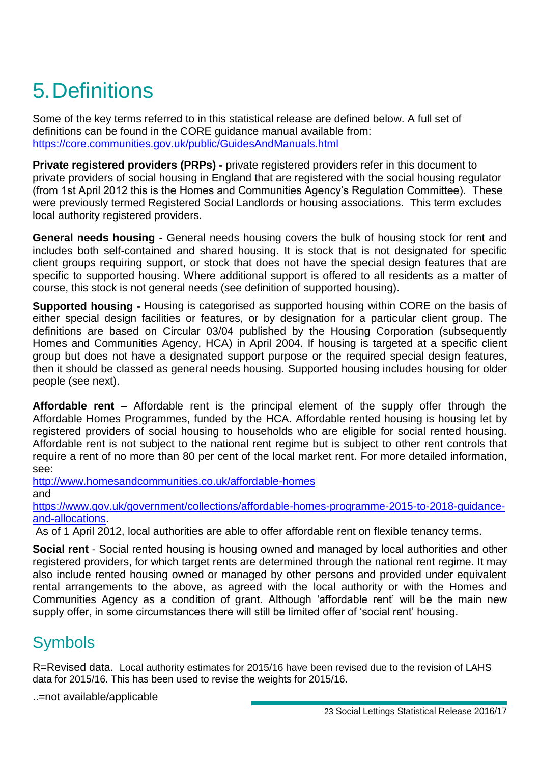# 5. Definitions

Some of the key terms referred to in this statistical release are defined below. A full set of definitions can be found in the CORE guidance manual available from: https://core.communities.gov.uk/public/GuidesAndManuals.html

**Private registered providers (PRPs) -** private registered providers refer in this document to private providers of social housing in England that are registered with the social housing regulator (from 1st April 2012 this is the Homes and Communities Agency's Regulation Committee). These were previously termed Registered Social Landlords or housing associations. This term excludes local authority registered providers.

**General needs housing -** General needs housing covers the bulk of housing stock for rent and includes both self-contained and shared housing. It is stock that is not designated for specific client groups requiring support, or stock that does not have the special design features that are specific to supported housing. Where additional support is offered to all residents as a matter of course, this stock is not general needs (see definition of supported housing).

**Supported housing -** Housing is categorised as supported housing within CORE on the basis of either special design facilities or features, or by designation for a particular client group. The definitions are based on Circular 03/04 published by the Housing Corporation (subsequently Homes and Communities Agency, HCA) in April 2004. If housing is targeted at a specific client group but does not have a designated support purpose or the required special design features, then it should be classed as general needs housing. Supported housing includes housing for older people (see next).

**Affordable rent** – Affordable rent is the principal element of the supply offer through the Affordable Homes Programmes, funded by the HCA. Affordable rented housing is housing let by registered providers of social housing to households who are eligible for social rented housing. Affordable rent is not subject to the national rent regime but is subject to other rent controls that require a rent of no more than 80 per cent of the local market rent. For more detailed information, see:
http://www.homesandcommunities.co.uk/affordable-homes
and
https://www.gov.uk/government/collections/affordable-homes-programme-2015-to-2018-guidance-and-allocations.
As of 1 April 2012, local authorities are able to offer affordable rent on flexible tenancy terms.

**Social rent** - Social rented housing is housing owned and managed by local authorities and other registered providers, for which target rents are determined through the national rent regime. It may also include rented housing owned or managed by other persons and provided under equivalent rental arrangements to the above, as agreed with the local authority or with the Homes and Communities Agency as a condition of grant. Although 'affordable rent' will be the main new supply offer, in some circumstances there will still be limited offer of 'social rent' housing.

## Symbols

R=Revised data. Local authority estimates for 2015/16 have been revised due to the revision of LAHS data for 2015/16. This has been used to revise the weights for 2015/16.

..=not available/applicable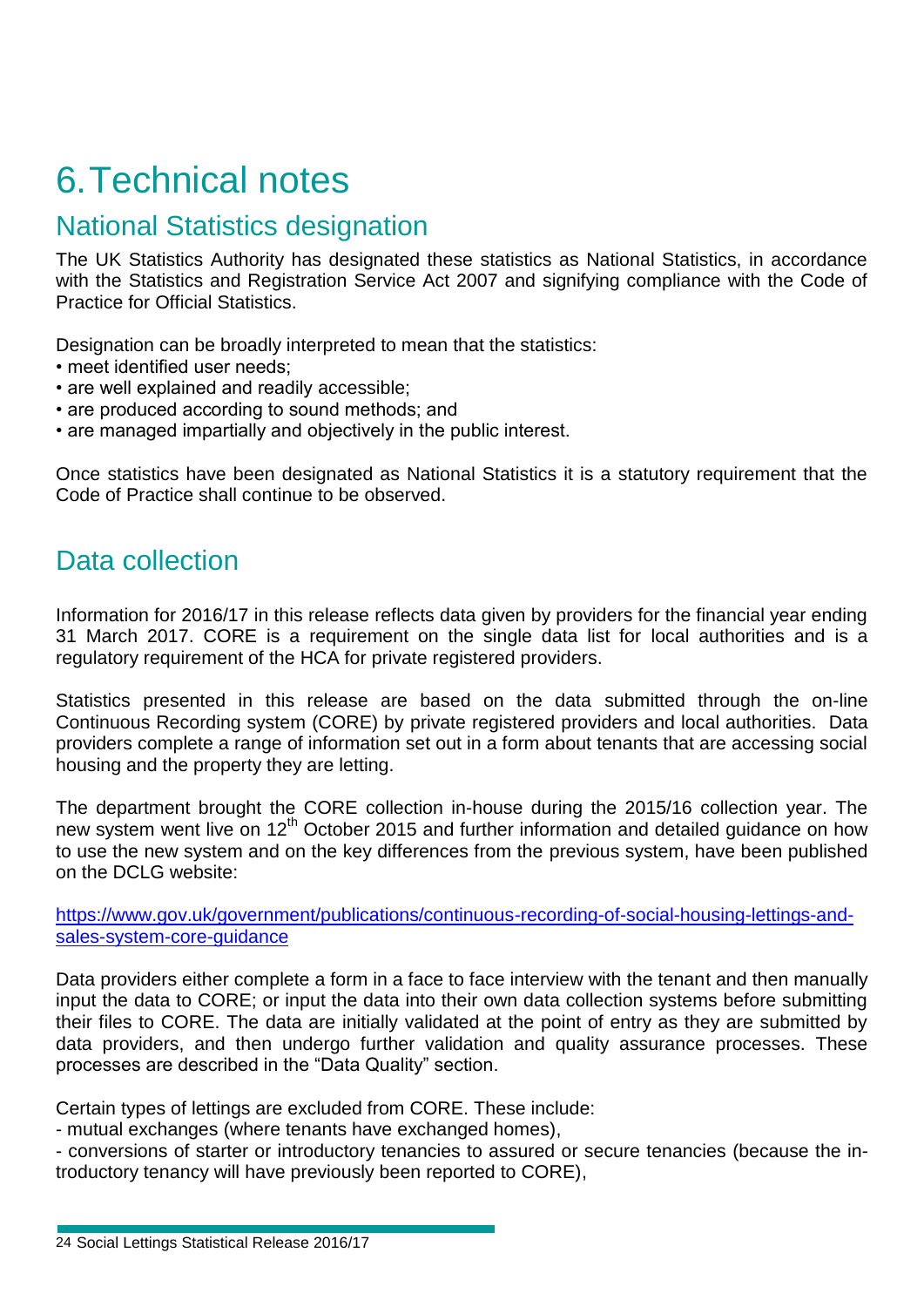# 6. Technical notes

## National Statistics designation

The UK Statistics Authority has designated these statistics as National Statistics, in accordance with the Statistics and Registration Service Act 2007 and signifying compliance with the Code of Practice for Official Statistics.

Designation can be broadly interpreted to mean that the statistics:

- meet identified user needs;
- are well explained and readily accessible;
- are produced according to sound methods; and
- are managed impartially and objectively in the public interest.

Once statistics have been designated as National Statistics it is a statutory requirement that the Code of Practice shall continue to be observed.

## Data collection

Information for 2016/17 in this release reflects data given by providers for the financial year ending 31 March 2017. CORE is a requirement on the single data list for local authorities and is a regulatory requirement of the HCA for private registered providers.

Statistics presented in this release are based on the data submitted through the on-line Continuous Recording system (CORE) by private registered providers and local authorities. Data providers complete a range of information set out in a form about tenants that are accessing social housing and the property they are letting.

The department brought the CORE collection in-house during the 2015/16 collection year. The new system went live on 12th October 2015 and further information and detailed guidance on how to use the new system and on the key differences from the previous system, have been published on the DCLG website:

https://www.gov.uk/government/publications/continuous-recording-of-social-housing-lettings-and-sales-system-core-guidance

Data providers either complete a form in a face to face interview with the tenant and then manually input the data to CORE; or input the data into their own data collection systems before submitting their files to CORE. The data are initially validated at the point of entry as they are submitted by data providers, and then undergo further validation and quality assurance processes. These processes are described in the "Data Quality" section.

Certain types of lettings are excluded from CORE. These include:

- mutual exchanges (where tenants have exchanged homes),
- conversions of starter or introductory tenancies to assured or secure tenancies (because the introductory tenancy will have previously been reported to CORE),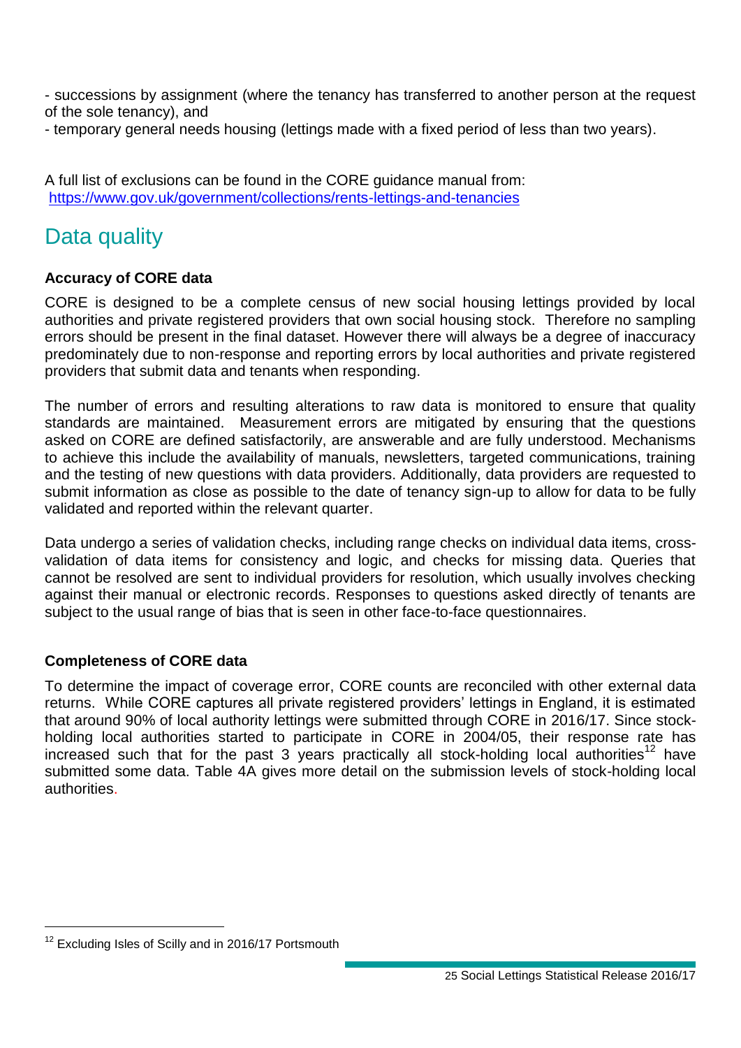- successions by assignment (where the tenancy has transferred to another person at the request of the sole tenancy), and
- temporary general needs housing (lettings made with a fixed period of less than two years).

A full list of exclusions can be found in the CORE guidance manual from:
https://www.gov.uk/government/collections/rents-lettings-and-tenancies

## Data quality

**Accuracy of CORE data**

CORE is designed to be a complete census of new social housing lettings provided by local authorities and private registered providers that own social housing stock. Therefore no sampling errors should be present in the final dataset. However there will always be a degree of inaccuracy predominately due to non-response and reporting errors by local authorities and private registered providers that submit data and tenants when responding.

The number of errors and resulting alterations to raw data is monitored to ensure that quality standards are maintained. Measurement errors are mitigated by ensuring that the questions asked on CORE are defined satisfactorily, are answerable and are fully understood. Mechanisms to achieve this include the availability of manuals, newsletters, targeted communications, training and the testing of new questions with data providers. Additionally, data providers are requested to submit information as close as possible to the date of tenancy sign-up to allow for data to be fully validated and reported within the relevant quarter.

Data undergo a series of validation checks, including range checks on individual data items, cross-validation of data items for consistency and logic, and checks for missing data. Queries that cannot be resolved are sent to individual providers for resolution, which usually involves checking against their manual or electronic records. Responses to questions asked directly of tenants are subject to the usual range of bias that is seen in other face-to-face questionnaires.

**Completeness of CORE data**

To determine the impact of coverage error, CORE counts are reconciled with other external data returns. While CORE captures all private registered providers' lettings in England, it is estimated that around 90% of local authority lettings were submitted through CORE in 2016/17. Since stock-holding local authorities started to participate in CORE in 2004/05, their response rate has increased such that for the past 3 years practically all stock-holding local authorities[12] have submitted some data. Table 4A gives more detail on the submission levels of stock-holding local authorities.

[12] Excluding Isles of Scilly and in 2016/17 Portsmouth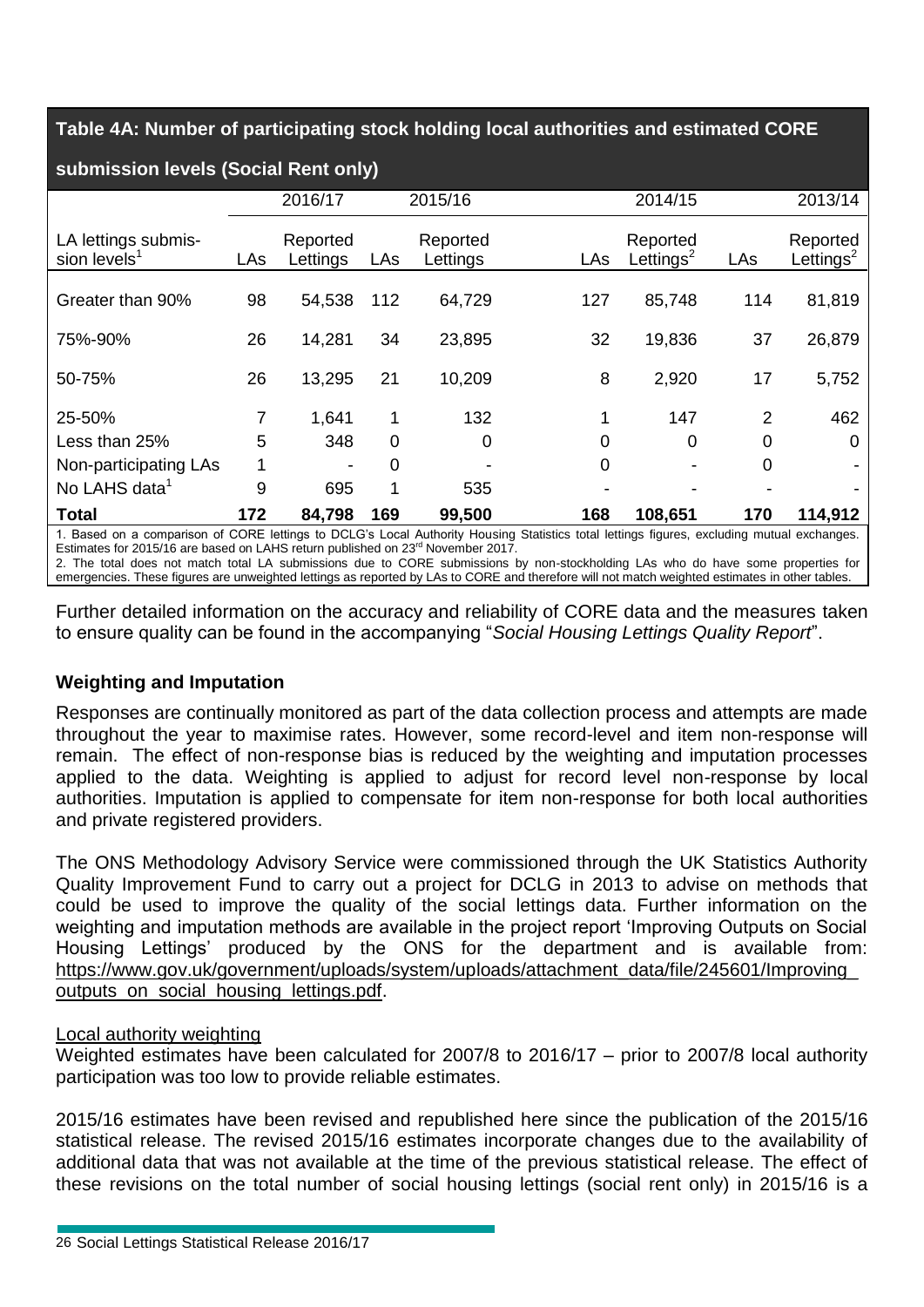**Table 4A: Number of participating stock holding local authorities and estimated CORE submission levels (Social Rent only)**

| | 2016/17 | | 2015/16 | | 2014/15 | | 2013/14 | |
|---|---|---|---|---|---|---|---|---|
| LA lettings submission levels[1] | LAs | Reported Lettings | LAs | Reported Lettings | LAs | Reported Lettings[2] | LAs | Reported Lettings[2] |
| Greater than 90% | 98 | 54,538 | 112 | 64,729 | 127 | 85,748 | 114 | 81,819 |
| 75%-90% | 26 | 14,281 | 34 | 23,895 | 32 | 19,836 | 37 | 26,879 |
| 50-75% | 26 | 13,295 | 21 | 10,209 | 8 | 2,920 | 17 | 5,752 |
| 25-50% | 7 | 1,641 | 1 | 132 | 1 | 147 | 2 | 462 |
| Less than 25% | 5 | 348 | 0 | 0 | 0 | 0 | 0 | 0 |
| Non-participating LAs | 1 | - | 0 | - | 0 | - | 0 | - |
| No LAHS data[1] | 9 | 695 | 1 | 535 | - | - | - | - |
| **Total** | **172** | **84,798** | **169** | **99,500** | **168** | **108,651** | **170** | **114,912** |

1. Based on a comparison of CORE lettings to DCLG's Local Authority Housing Statistics total lettings figures, excluding mutual exchanges. Estimates for 2015/16 are based on LAHS return published on 23rd November 2017.
2. The total does not match total LA submissions due to CORE submissions by non-stockholding LAs who do have some properties for emergencies. These figures are unweighted lettings as reported by LAs to CORE and therefore will not match weighted estimates in other tables.

Further detailed information on the accuracy and reliability of CORE data and the measures taken to ensure quality can be found in the accompanying "*Social Housing Lettings Quality Report*".

### Weighting and Imputation

Responses are continually monitored as part of the data collection process and attempts are made throughout the year to maximise rates. However, some record-level and item non-response will remain. The effect of non-response bias is reduced by the weighting and imputation processes applied to the data. Weighting is applied to adjust for record level non-response by local authorities. Imputation is applied to compensate for item non-response for both local authorities and private registered providers.

The ONS Methodology Advisory Service were commissioned through the UK Statistics Authority Quality Improvement Fund to carry out a project for DCLG in 2013 to advise on methods that could be used to improve the quality of the social lettings data. Further information on the weighting and imputation methods are available in the project report 'Improving Outputs on Social Housing Lettings' produced by the ONS for the department and is available from: https://www.gov.uk/government/uploads/system/uploads/attachment_data/file/245601/Improving_outputs_on_social_housing_lettings.pdf.

Local authority weighting

Weighted estimates have been calculated for 2007/8 to 2016/17 – prior to 2007/8 local authority participation was too low to provide reliable estimates.

2015/16 estimates have been revised and republished here since the publication of the 2015/16 statistical release. The revised 2015/16 estimates incorporate changes due to the availability of additional data that was not available at the time of the previous statistical release. The effect of these revisions on the total number of social housing lettings (social rent only) in 2015/16 is a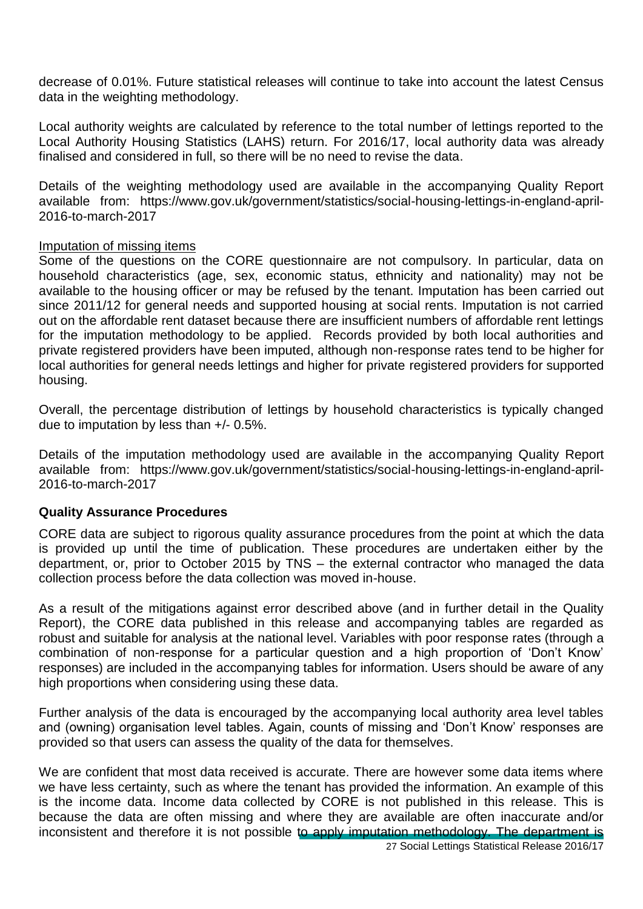decrease of 0.01%. Future statistical releases will continue to take into account the latest Census data in the weighting methodology.

Local authority weights are calculated by reference to the total number of lettings reported to the Local Authority Housing Statistics (LAHS) return. For 2016/17, local authority data was already finalised and considered in full, so there will be no need to revise the data.

Details of the weighting methodology used are available in the accompanying Quality Report available from: https://www.gov.uk/government/statistics/social-housing-lettings-in-england-april-2016-to-march-2017

Imputation of missing items

Some of the questions on the CORE questionnaire are not compulsory. In particular, data on household characteristics (age, sex, economic status, ethnicity and nationality) may not be available to the housing officer or may be refused by the tenant. Imputation has been carried out since 2011/12 for general needs and supported housing at social rents. Imputation is not carried out on the affordable rent dataset because there are insufficient numbers of affordable rent lettings for the imputation methodology to be applied. Records provided by both local authorities and private registered providers have been imputed, although non-response rates tend to be higher for local authorities for general needs lettings and higher for private registered providers for supported housing.

Overall, the percentage distribution of lettings by household characteristics is typically changed due to imputation by less than +/- 0.5%.

Details of the imputation methodology used are available in the accompanying Quality Report available from: https://www.gov.uk/government/statistics/social-housing-lettings-in-england-april-2016-to-march-2017

**Quality Assurance Procedures**

CORE data are subject to rigorous quality assurance procedures from the point at which the data is provided up until the time of publication. These procedures are undertaken either by the department, or, prior to October 2015 by TNS – the external contractor who managed the data collection process before the data collection was moved in-house.

As a result of the mitigations against error described above (and in further detail in the Quality Report), the CORE data published in this release and accompanying tables are regarded as robust and suitable for analysis at the national level. Variables with poor response rates (through a combination of non-response for a particular question and a high proportion of 'Don't Know' responses) are included in the accompanying tables for information. Users should be aware of any high proportions when considering using these data.

Further analysis of the data is encouraged by the accompanying local authority area level tables and (owning) organisation level tables. Again, counts of missing and 'Don't Know' responses are provided so that users can assess the quality of the data for themselves.

We are confident that most data received is accurate. There are however some data items where we have less certainty, such as where the tenant has provided the information. An example of this is the income data. Income data collected by CORE is not published in this release. This is because the data are often missing and where they are available are often inaccurate and/or inconsistent and therefore it is not possible to apply imputation methodology. The department is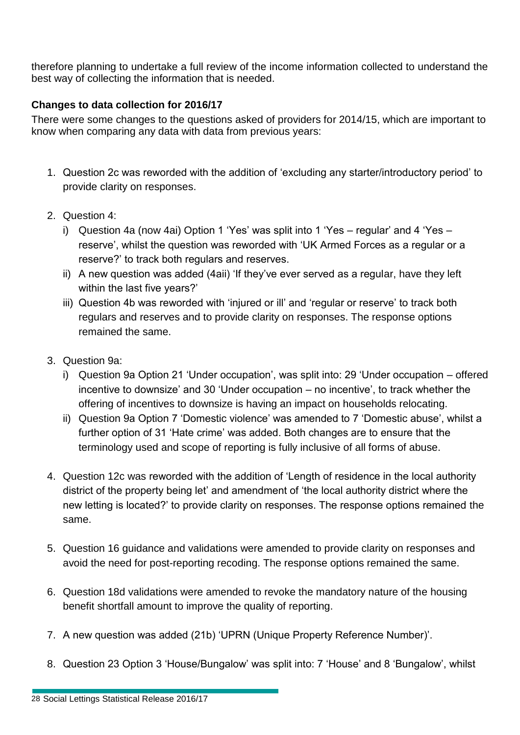therefore planning to undertake a full review of the income information collected to understand the best way of collecting the information that is needed.

**Changes to data collection for 2016/17**

There were some changes to the questions asked of providers for 2014/15, which are important to know when comparing any data with data from previous years:

1. Question 2c was reworded with the addition of 'excluding any starter/introductory period' to provide clarity on responses.

2. Question 4:
   i) Question 4a (now 4ai) Option 1 'Yes' was split into 1 'Yes – regular' and 4 'Yes – reserve', whilst the question was reworded with 'UK Armed Forces as a regular or a reserve?' to track both regulars and reserves.
   ii) A new question was added (4aii) 'If they've ever served as a regular, have they left within the last five years?'
   iii) Question 4b was reworded with 'injured or ill' and 'regular or reserve' to track both regulars and reserves and to provide clarity on responses. The response options remained the same.

3. Question 9a:
   i) Question 9a Option 21 'Under occupation', was split into: 29 'Under occupation – offered incentive to downsize' and 30 'Under occupation – no incentive', to track whether the offering of incentives to downsize is having an impact on households relocating.
   ii) Question 9a Option 7 'Domestic violence' was amended to 7 'Domestic abuse', whilst a further option of 31 'Hate crime' was added. Both changes are to ensure that the terminology used and scope of reporting is fully inclusive of all forms of abuse.

4. Question 12c was reworded with the addition of 'Length of residence in the local authority district of the property being let' and amendment of 'the local authority district where the new letting is located?' to provide clarity on responses. The response options remained the same.

5. Question 16 guidance and validations were amended to provide clarity on responses and avoid the need for post-reporting recoding. The response options remained the same.

6. Question 18d validations were amended to revoke the mandatory nature of the housing benefit shortfall amount to improve the quality of reporting.

7. A new question was added (21b) 'UPRN (Unique Property Reference Number)'.

8. Question 23 Option 3 'House/Bungalow' was split into: 7 'House' and 8 'Bungalow', whilst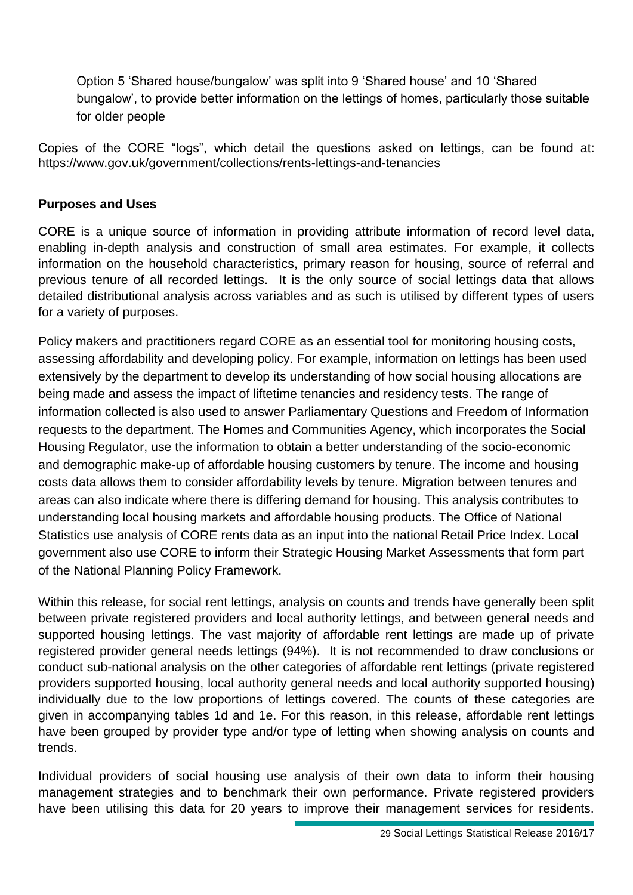Option 5 'Shared house/bungalow' was split into 9 'Shared house' and 10 'Shared bungalow', to provide better information on the lettings of homes, particularly those suitable for older people

Copies of the CORE "logs", which detail the questions asked on lettings, can be found at: https://www.gov.uk/government/collections/rents-lettings-and-tenancies

**Purposes and Uses**

CORE is a unique source of information in providing attribute information of record level data, enabling in-depth analysis and construction of small area estimates. For example, it collects information on the household characteristics, primary reason for housing, source of referral and previous tenure of all recorded lettings. It is the only source of social lettings data that allows detailed distributional analysis across variables and as such is utilised by different types of users for a variety of purposes.

Policy makers and practitioners regard CORE as an essential tool for monitoring housing costs, assessing affordability and developing policy. For example, information on lettings has been used extensively by the department to develop its understanding of how social housing allocations are being made and assess the impact of liftetime tenancies and residency tests. The range of information collected is also used to answer Parliamentary Questions and Freedom of Information requests to the department. The Homes and Communities Agency, which incorporates the Social Housing Regulator, use the information to obtain a better understanding of the socio-economic and demographic make-up of affordable housing customers by tenure. The income and housing costs data allows them to consider affordability levels by tenure. Migration between tenures and areas can also indicate where there is differing demand for housing. This analysis contributes to understanding local housing markets and affordable housing products. The Office of National Statistics use analysis of CORE rents data as an input into the national Retail Price Index. Local government also use CORE to inform their Strategic Housing Market Assessments that form part of the National Planning Policy Framework.

Within this release, for social rent lettings, analysis on counts and trends have generally been split between private registered providers and local authority lettings, and between general needs and supported housing lettings. The vast majority of affordable rent lettings are made up of private registered provider general needs lettings (94%). It is not recommended to draw conclusions or conduct sub-national analysis on the other categories of affordable rent lettings (private registered providers supported housing, local authority general needs and local authority supported housing) individually due to the low proportions of lettings covered. The counts of these categories are given in accompanying tables 1d and 1e. For this reason, in this release, affordable rent lettings have been grouped by provider type and/or type of letting when showing analysis on counts and trends.

Individual providers of social housing use analysis of their own data to inform their housing management strategies and to benchmark their own performance. Private registered providers have been utilising this data for 20 years to improve their management services for residents.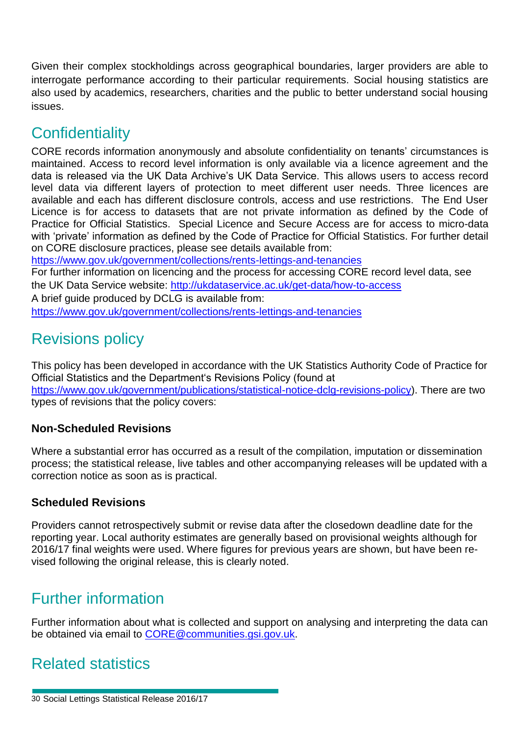Given their complex stockholdings across geographical boundaries, larger providers are able to interrogate performance according to their particular requirements. Social housing statistics are also used by academics, researchers, charities and the public to better understand social housing issues.

## Confidentiality

CORE records information anonymously and absolute confidentiality on tenants' circumstances is maintained. Access to record level information is only available via a licence agreement and the data is released via the UK Data Archive's UK Data Service. This allows users to access record level data via different layers of protection to meet different user needs. Three licences are available and each has different disclosure controls, access and use restrictions. The End User Licence is for access to datasets that are not private information as defined by the Code of Practice for Official Statistics. Special Licence and Secure Access are for access to micro-data with 'private' information as defined by the Code of Practice for Official Statistics. For further detail on CORE disclosure practices, please see details available from:
https://www.gov.uk/government/collections/rents-lettings-and-tenancies
For further information on licencing and the process for accessing CORE record level data, see the UK Data Service website: http://ukdataservice.ac.uk/get-data/how-to-access
A brief guide produced by DCLG is available from:
https://www.gov.uk/government/collections/rents-lettings-and-tenancies

## Revisions policy

This policy has been developed in accordance with the UK Statistics Authority Code of Practice for Official Statistics and the Department's Revisions Policy (found at https://www.gov.uk/government/publications/statistical-notice-dclg-revisions-policy). There are two types of revisions that the policy covers:

### Non-Scheduled Revisions

Where a substantial error has occurred as a result of the compilation, imputation or dissemination process; the statistical release, live tables and other accompanying releases will be updated with a correction notice as soon as is practical.

### Scheduled Revisions

Providers cannot retrospectively submit or revise data after the closedown deadline date for the reporting year. Local authority estimates are generally based on provisional weights although for 2016/17 final weights were used. Where figures for previous years are shown, but have been revised following the original release, this is clearly noted.

## Further information

Further information about what is collected and support on analysing and interpreting the data can be obtained via email to CORE@communities.gsi.gov.uk.

## Related statistics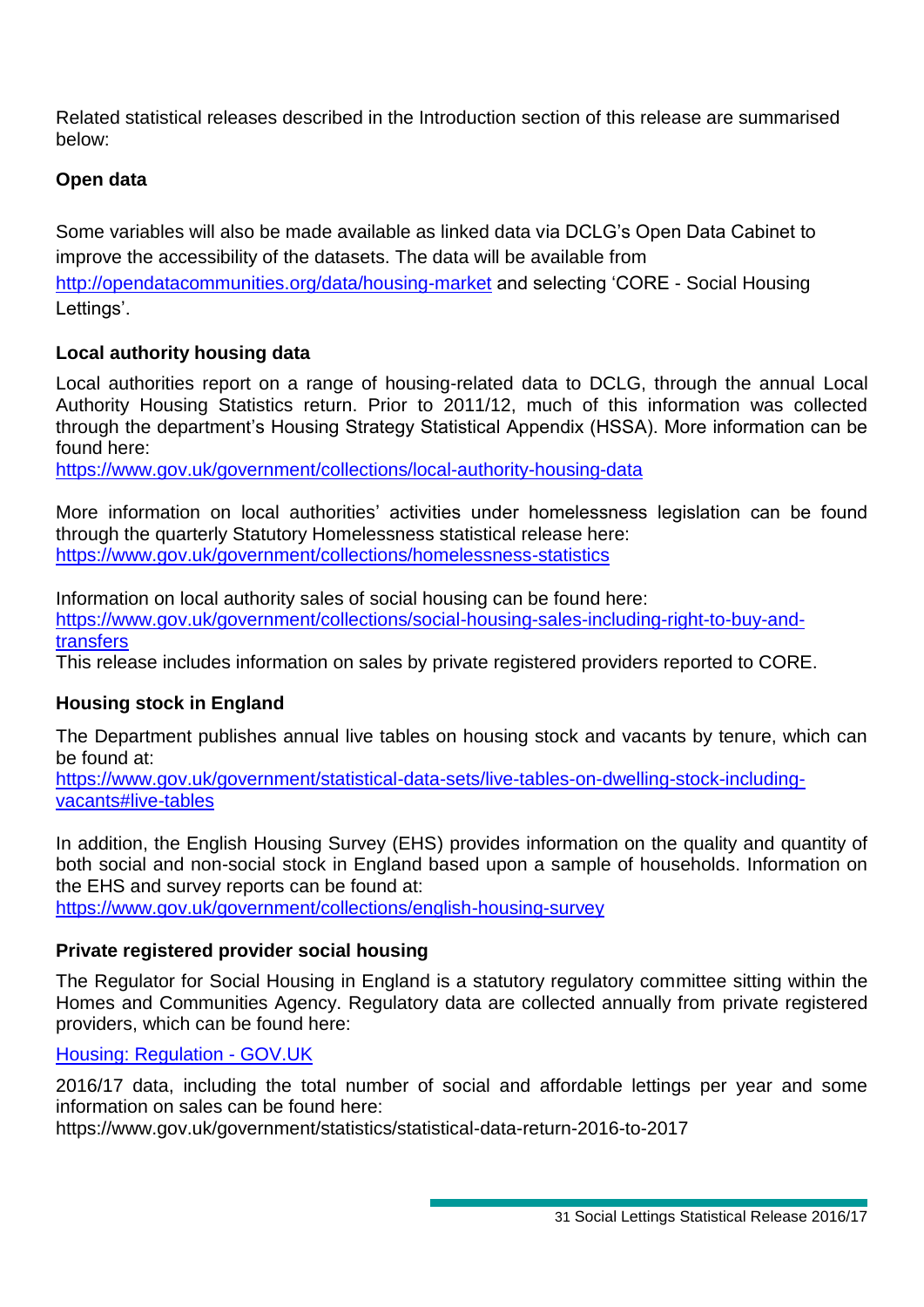Related statistical releases described in the Introduction section of this release are summarised below:

**Open data**

Some variables will also be made available as linked data via DCLG's Open Data Cabinet to improve the accessibility of the datasets. The data will be available from http://opendatacommunities.org/data/housing-market and selecting 'CORE - Social Housing Lettings'.

**Local authority housing data**

Local authorities report on a range of housing-related data to DCLG, through the annual Local Authority Housing Statistics return. Prior to 2011/12, much of this information was collected through the department's Housing Strategy Statistical Appendix (HSSA). More information can be found here:
https://www.gov.uk/government/collections/local-authority-housing-data

More information on local authorities' activities under homelessness legislation can be found through the quarterly Statutory Homelessness statistical release here:
https://www.gov.uk/government/collections/homelessness-statistics

Information on local authority sales of social housing can be found here:
https://www.gov.uk/government/collections/social-housing-sales-including-right-to-buy-and-transfers
This release includes information on sales by private registered providers reported to CORE.

**Housing stock in England**

The Department publishes annual live tables on housing stock and vacants by tenure, which can be found at:
https://www.gov.uk/government/statistical-data-sets/live-tables-on-dwelling-stock-including-vacants#live-tables

In addition, the English Housing Survey (EHS) provides information on the quality and quantity of both social and non-social stock in England based upon a sample of households. Information on the EHS and survey reports can be found at:
https://www.gov.uk/government/collections/english-housing-survey

**Private registered provider social housing**

The Regulator for Social Housing in England is a statutory regulatory committee sitting within the Homes and Communities Agency. Regulatory data are collected annually from private registered providers, which can be found here:

Housing: Regulation - GOV.UK

2016/17 data, including the total number of social and affordable lettings per year and some information on sales can be found here:
https://www.gov.uk/government/statistics/statistical-data-return-2016-to-2017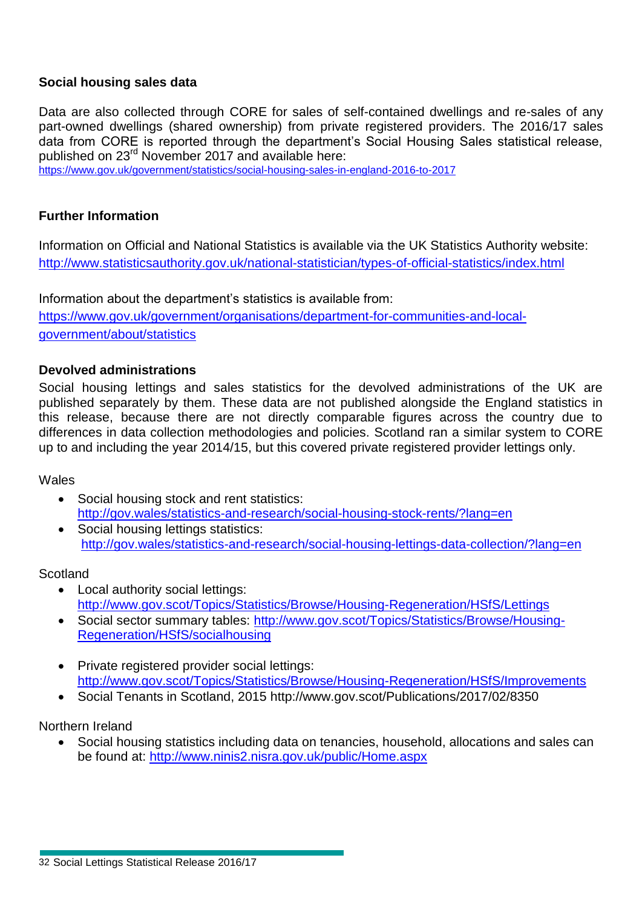### Social housing sales data

Data are also collected through CORE for sales of self-contained dwellings and re-sales of any part-owned dwellings (shared ownership) from private registered providers. The 2016/17 sales data from CORE is reported through the department's Social Housing Sales statistical release, published on 23rd November 2017 and available here:
https://www.gov.uk/government/statistics/social-housing-sales-in-england-2016-to-2017

### Further Information

Information on Official and National Statistics is available via the UK Statistics Authority website:
http://www.statisticsauthority.gov.uk/national-statistician/types-of-official-statistics/index.html

Information about the department's statistics is available from:
https://www.gov.uk/government/organisations/department-for-communities-and-local-government/about/statistics

### Devolved administrations

Social housing lettings and sales statistics for the devolved administrations of the UK are published separately by them. These data are not published alongside the England statistics in this release, because there are not directly comparable figures across the country due to differences in data collection methodologies and policies. Scotland ran a similar system to CORE up to and including the year 2014/15, but this covered private registered provider lettings only.

Wales

- Social housing stock and rent statistics: http://gov.wales/statistics-and-research/social-housing-stock-rents/?lang=en
- Social housing lettings statistics: http://gov.wales/statistics-and-research/social-housing-lettings-data-collection/?lang=en

Scotland

- Local authority social lettings: http://www.gov.scot/Topics/Statistics/Browse/Housing-Regeneration/HSfS/Lettings
- Social sector summary tables: http://www.gov.scot/Topics/Statistics/Browse/Housing-Regeneration/HSfS/socialhousing
- Private registered provider social lettings: http://www.gov.scot/Topics/Statistics/Browse/Housing-Regeneration/HSfS/Improvements
- Social Tenants in Scotland, 2015 http://www.gov.scot/Publications/2017/02/8350

Northern Ireland

- Social housing statistics including data on tenancies, household, allocations and sales can be found at: http://www.ninis2.nisra.gov.uk/public/Home.aspx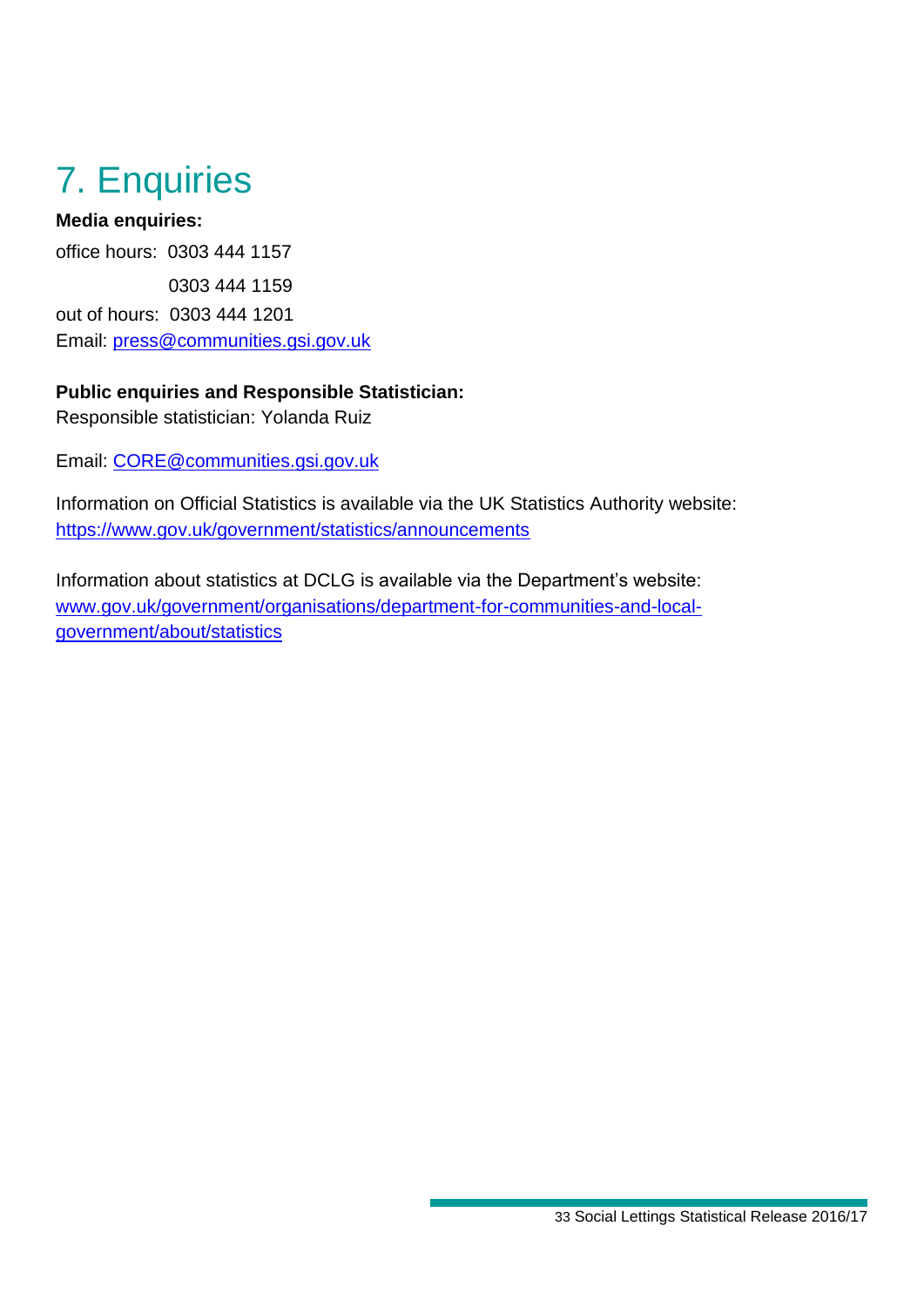# 7. Enquiries

**Media enquiries:**

office hours: 0303 444 1157

0303 444 1159

out of hours: 0303 444 1201

Email: press@communities.gsi.gov.uk

**Public enquiries and Responsible Statistician:**

Responsible statistician: Yolanda Ruiz

Email: CORE@communities.gsi.gov.uk

Information on Official Statistics is available via the UK Statistics Authority website: https://www.gov.uk/government/statistics/announcements

Information about statistics at DCLG is available via the Department's website: www.gov.uk/government/organisations/department-for-communities-and-local-government/about/statistics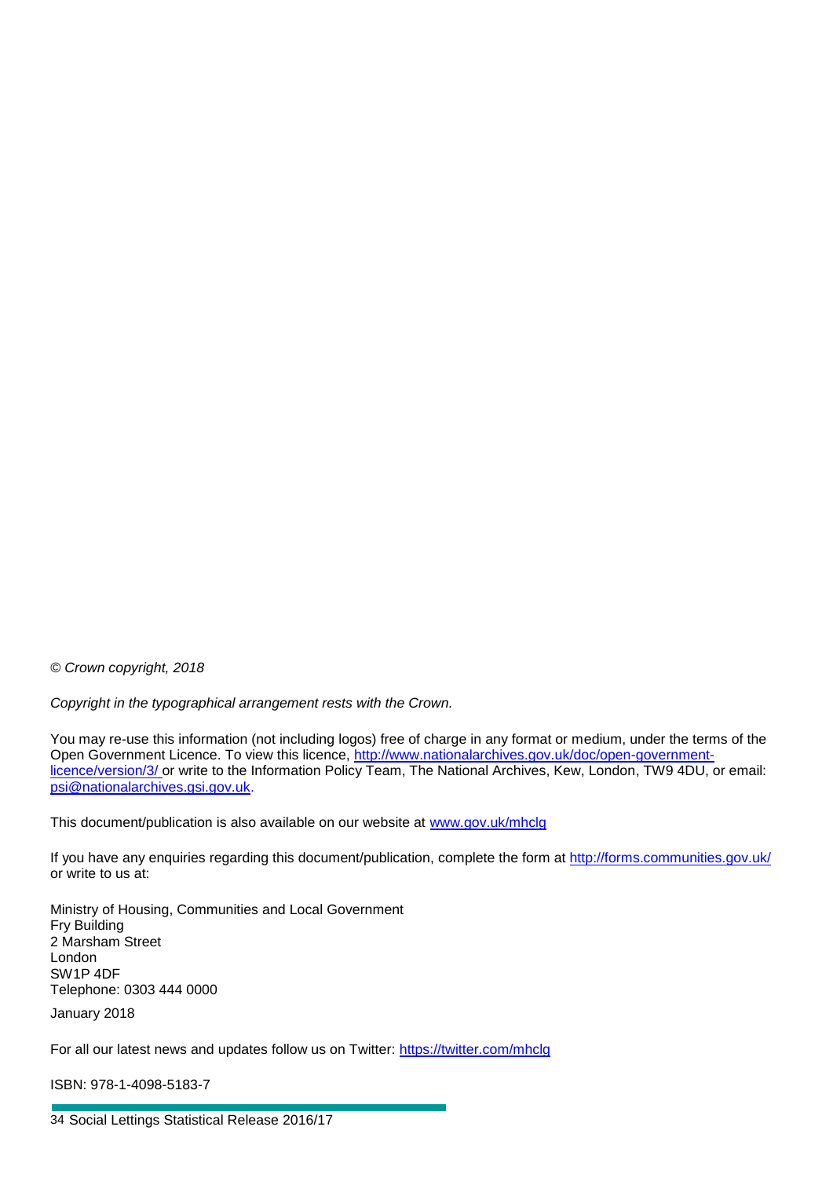*© Crown copyright, 2018*

*Copyright in the typographical arrangement rests with the Crown.*

You may re-use this information (not including logos) free of charge in any format or medium, under the terms of the Open Government Licence. To view this licence, http://www.nationalarchives.gov.uk/doc/open-government-licence/version/3/ or write to the Information Policy Team, The National Archives, Kew, London, TW9 4DU, or email: psi@nationalarchives.gsi.gov.uk.

This document/publication is also available on our website at www.gov.uk/mhclg

If you have any enquiries regarding this document/publication, complete the form at http://forms.communities.gov.uk/ or write to us at:

Ministry of Housing, Communities and Local Government  
Fry Building  
2 Marsham Street  
London  
SW1P 4DF  
Telephone: 0303 444 0000

January 2018

For all our latest news and updates follow us on Twitter: https://twitter.com/mhclg

ISBN: 978-1-4098-5183-7